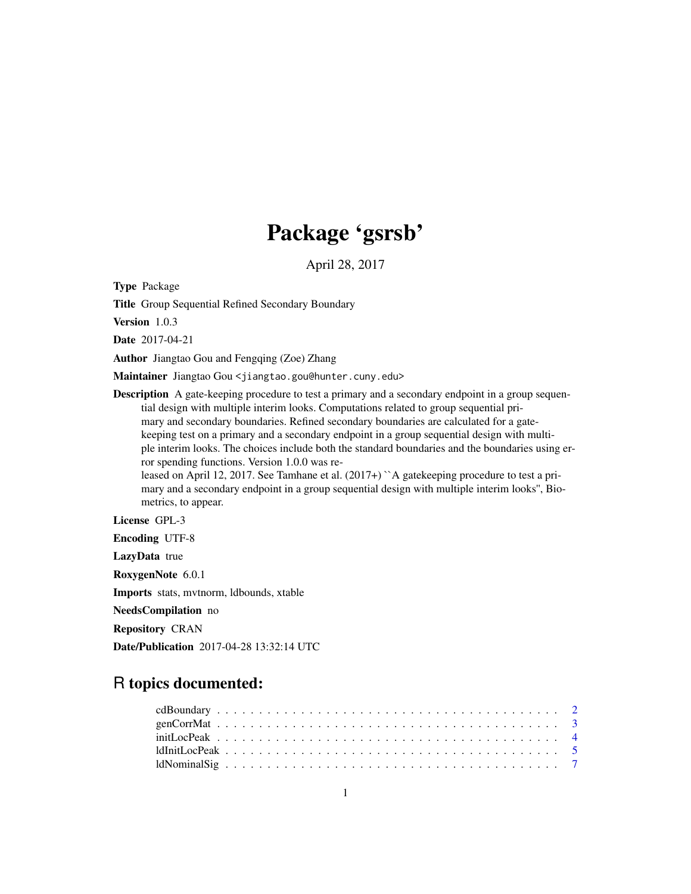# Package 'gsrsb'

April 28, 2017

**Type** Package

**Title** Group Sequential Refined Secondary Boundary

**Version** 1.0.3

**Date** 2017-04-21

**Author** Jiangtao Gou and Fengqing (Zoe) Zhang

**Maintainer** Jiangtao Gou <jiangtao.gou@hunter.cuny.edu>

**Description** A gate-keeping procedure to test a primary and a secondary endpoint in a group sequential design with multiple interim looks. Computations related to group sequential primary and secondary boundaries. Refined secondary boundaries are calculated for a gate-keeping test on a primary and a secondary endpoint in a group sequential design with multiple interim looks. The choices include both the standard boundaries and the boundaries using error spending functions. Version 1.0.0 was released on April 12, 2017. See Tamhane et al. (2017+) ``A gatekeeping procedure to test a primary and a secondary endpoint in a group sequential design with multiple interim looks'', Biometrics, to appear.

**License** GPL-3

**Encoding** UTF-8

**LazyData** true

**RoxygenNote** 6.0.1

**Imports** stats, mvtnorm, ldbounds, xtable

**NeedsCompilation** no

**Repository** CRAN

**Date/Publication** 2017-04-28 13:32:14 UTC

## R topics documented:

cdBoundary . . . . . . . . . . . . . . . . . . . . . . . . . . . . . . . . . . . . . . 2
genCorrMat . . . . . . . . . . . . . . . . . . . . . . . . . . . . . . . . . . . . . . 3
initLocPeak . . . . . . . . . . . . . . . . . . . . . . . . . . . . . . . . . . . . . . 4
ldInitLocPeak . . . . . . . . . . . . . . . . . . . . . . . . . . . . . . . . . . . . . 5
ldNominalSig . . . . . . . . . . . . . . . . . . . . . . . . . . . . . . . . . . . . . 7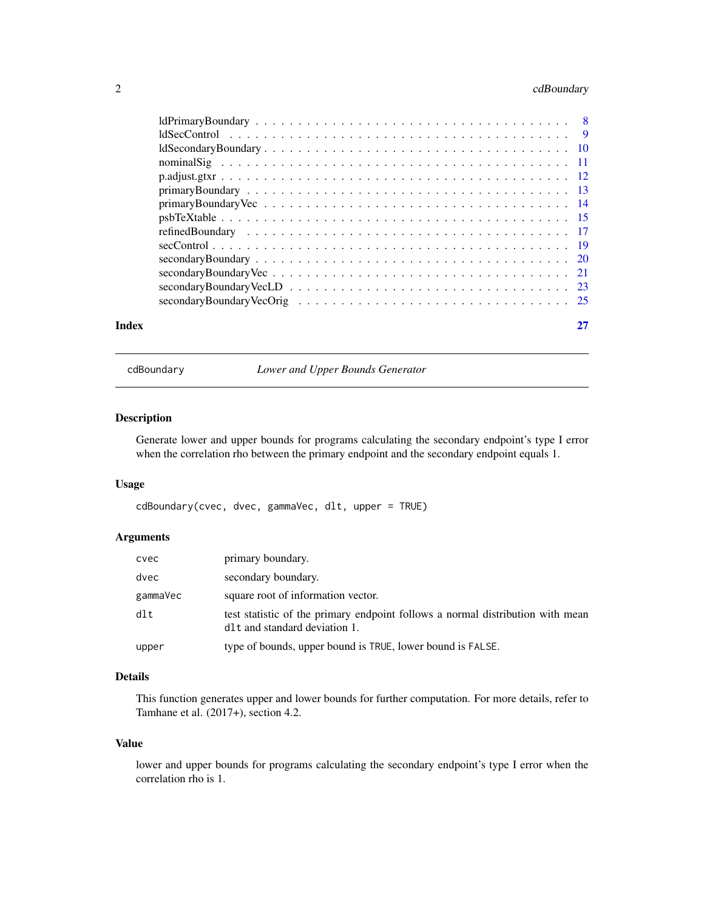ldPrimaryBoundary . . . . . . . . . . . . . . . . . . . . . . . . . . . . . . . . . . . 8
ldSecControl . . . . . . . . . . . . . . . . . . . . . . . . . . . . . . . . . . . . . 9
ldSecondaryBoundary . . . . . . . . . . . . . . . . . . . . . . . . . . . . . . . . . . 10
nominalSig . . . . . . . . . . . . . . . . . . . . . . . . . . . . . . . . . . . . . . 11
p.adjust.gtxr . . . . . . . . . . . . . . . . . . . . . . . . . . . . . . . . . . . . . 12
primaryBoundary . . . . . . . . . . . . . . . . . . . . . . . . . . . . . . . . . . . 13
primaryBoundaryVec . . . . . . . . . . . . . . . . . . . . . . . . . . . . . . . . . 14
psbTeXtable . . . . . . . . . . . . . . . . . . . . . . . . . . . . . . . . . . . . . 15
refinedBoundary . . . . . . . . . . . . . . . . . . . . . . . . . . . . . . . . . . . 17
secControl . . . . . . . . . . . . . . . . . . . . . . . . . . . . . . . . . . . . . . 19
secondaryBoundary . . . . . . . . . . . . . . . . . . . . . . . . . . . . . . . . . . 20
secondaryBoundaryVec . . . . . . . . . . . . . . . . . . . . . . . . . . . . . . . . 21
secondaryBoundaryVecLD . . . . . . . . . . . . . . . . . . . . . . . . . . . . . . . 23
secondaryBoundaryVecOrig . . . . . . . . . . . . . . . . . . . . . . . . . . . . . . 25

**Index** 27

---

`cdBoundary` *Lower and Upper Bounds Generator*

---

### Description

Generate lower and upper bounds for programs calculating the secondary endpoint's type I error when the correlation rho between the primary endpoint and the secondary endpoint equals 1.

### Usage

```
cdBoundary(cvec, dvec, gammaVec, dlt, upper = TRUE)
```

### Arguments

| | |
|---|---|
| `cvec` | primary boundary. |
| `dvec` | secondary boundary. |
| `gammaVec` | square root of information vector. |
| `dlt` | test statistic of the primary endpoint follows a normal distribution with mean `dlt` and standard deviation 1. |
| `upper` | type of bounds, upper bound is `TRUE`, lower bound is `FALSE`. |

### Details

This function generates upper and lower bounds for further computation. For more details, refer to Tamhane et al. (2017+), section 4.2.

### Value

lower and upper bounds for programs calculating the secondary endpoint's type I error when the correlation rho is 1.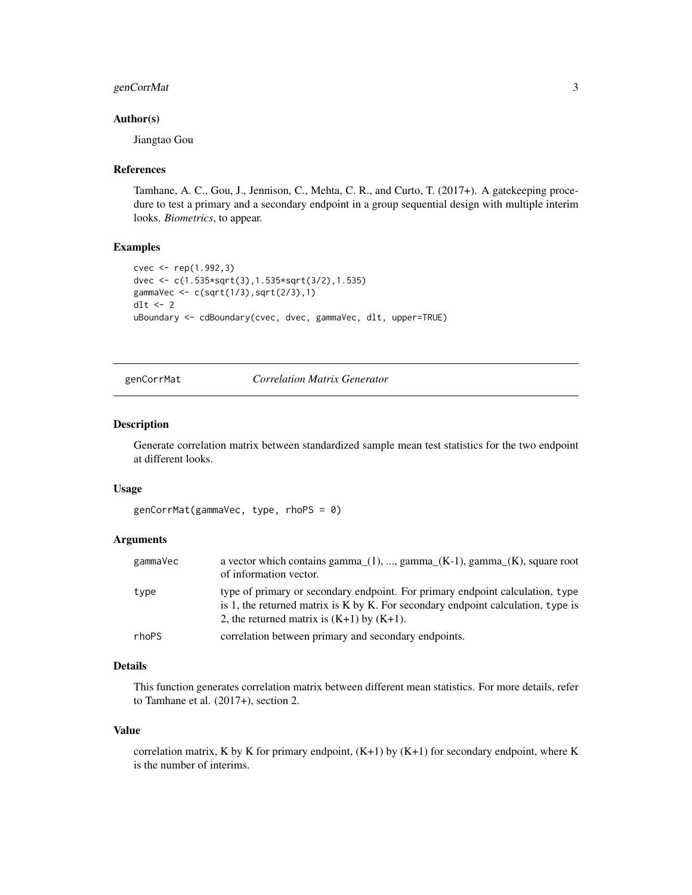### Author(s)

Jiangtao Gou

### References

Tamhane, A. C., Gou, J., Jennison, C., Mehta, C. R., and Curto, T. (2017+). A gatekeeping procedure to test a primary and a secondary endpoint in a group sequential design with multiple interim looks. *Biometrics*, to appear.

### Examples

```
cvec <- rep(1.992,3)
dvec <- c(1.535*sqrt(3),1.535*sqrt(3/2),1.535)
gammaVec <- c(sqrt(1/3),sqrt(2/3),1)
dlt <- 2
uBoundary <- cdBoundary(cvec, dvec, gammaVec, dlt, upper=TRUE)
```

---

## genCorrMat *Correlation Matrix Generator*

### Description

Generate correlation matrix between standardized sample mean test statistics for the two endpoint at different looks.

### Usage

```
genCorrMat(gammaVec, type, rhoPS = 0)
```

### Arguments

| | |
|---|---|
| gammaVec | a vector which contains gamma_(1), ..., gamma_(K-1), gamma_(K), square root of information vector. |
| type | type of primary or secondary endpoint. For primary endpoint calculation, type is 1, the returned matrix is K by K. For secondary endpoint calculation, type is 2, the returned matrix is (K+1) by (K+1). |
| rhoPS | correlation between primary and secondary endpoints. |

### Details

This function generates correlation matrix between different mean statistics. For more details, refer to Tamhane et al. (2017+), section 2.

### Value

correlation matrix, K by K for primary endpoint, (K+1) by (K+1) for secondary endpoint, where K is the number of interims.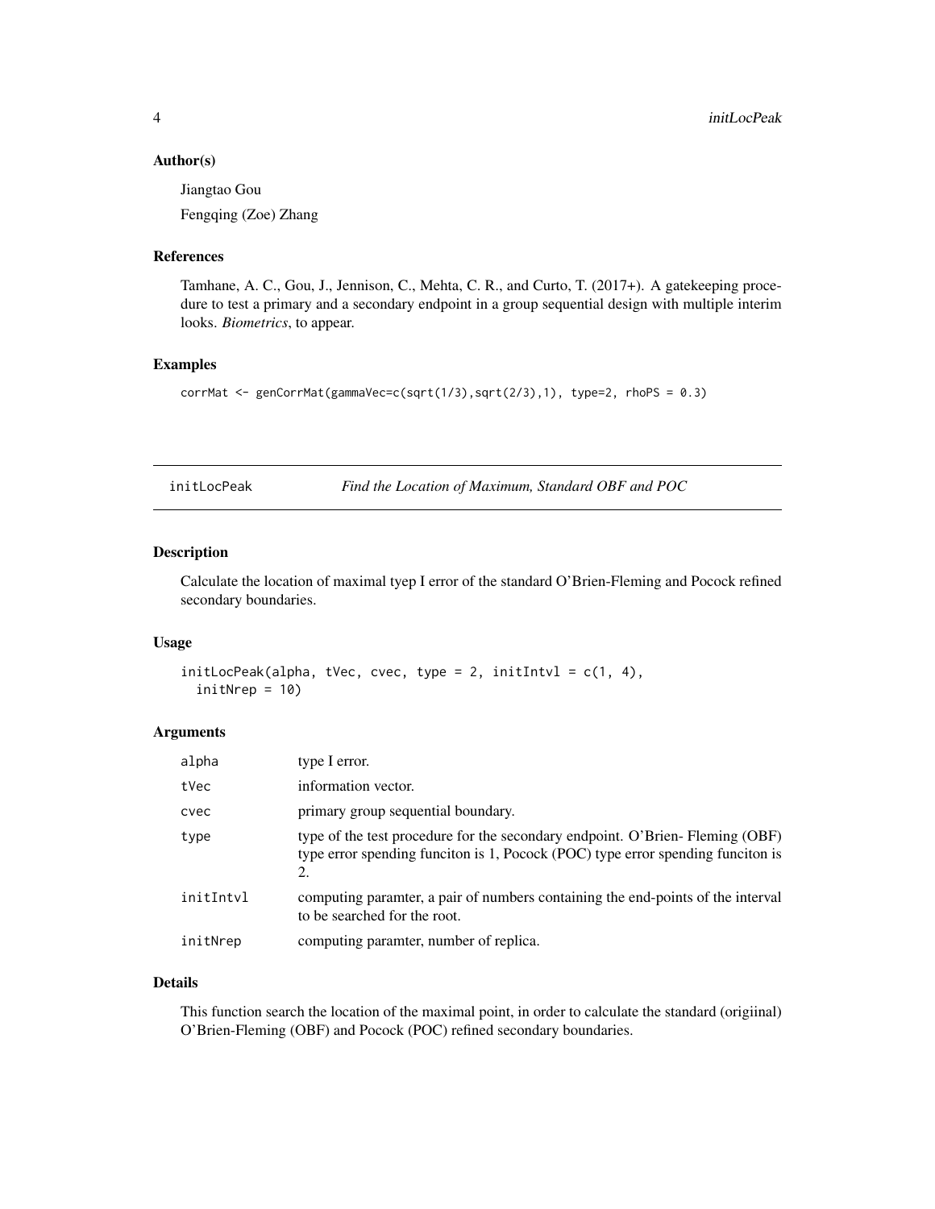## Author(s)

Jiangtao Gou

Fengqing (Zoe) Zhang

## References

Tamhane, A. C., Gou, J., Jennison, C., Mehta, C. R., and Curto, T. (2017+). A gatekeeping procedure to test a primary and a secondary endpoint in a group sequential design with multiple interim looks. *Biometrics*, to appear.

## Examples

```
corrMat <- genCorrMat(gammaVec=c(sqrt(1/3),sqrt(2/3),1), type=2, rhoPS = 0.3)
```

---

# initLocPeak — *Find the Location of Maximum, Standard OBF and POC*

## Description

Calculate the location of maximal tyep I error of the standard O'Brien-Fleming and Pocock refined secondary boundaries.

## Usage

```
initLocPeak(alpha, tVec, cvec, type = 2, initIntvl = c(1, 4),
  initNrep = 10)
```

## Arguments

| | |
|---|---|
| alpha | type I error. |
| tVec | information vector. |
| cvec | primary group sequential boundary. |
| type | type of the test procedure for the secondary endpoint. O'Brien- Fleming (OBF) type error spending funciton is 1, Pocock (POC) type error spending funciton is 2. |
| initIntvl | computing paramter, a pair of numbers containing the end-points of the interval to be searched for the root. |
| initNrep | computing paramter, number of replica. |

## Details

This function search the location of the maximal point, in order to calculate the standard (origiinal) O'Brien-Fleming (OBF) and Pocock (POC) refined secondary boundaries.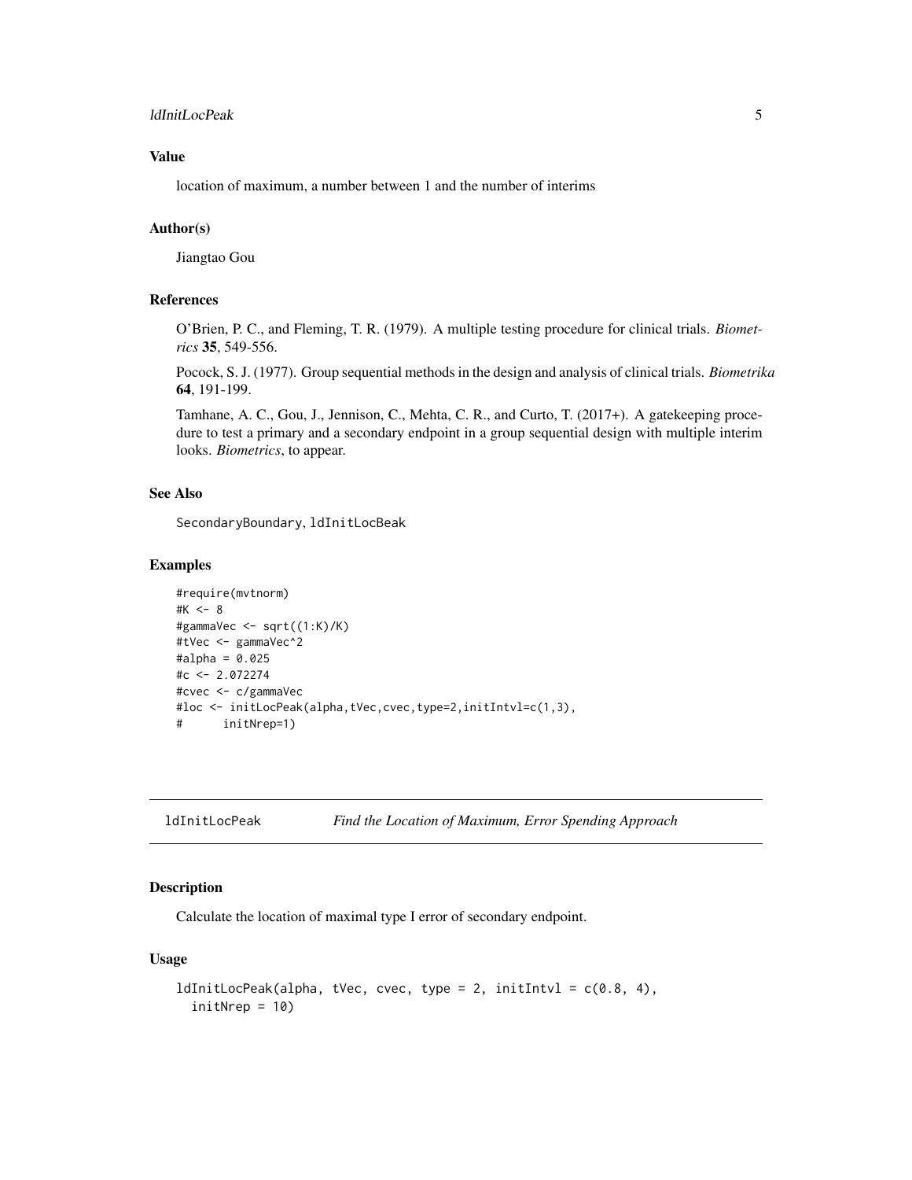## Value

location of maximum, a number between 1 and the number of interims

## Author(s)

Jiangtao Gou

## References

O'Brien, P. C., and Fleming, T. R. (1979). A multiple testing procedure for clinical trials. *Biometrics* **35**, 549-556.

Pocock, S. J. (1977). Group sequential methods in the design and analysis of clinical trials. *Biometrika* **64**, 191-199.

Tamhane, A. C., Gou, J., Jennison, C., Mehta, C. R., and Curto, T. (2017+). A gatekeeping procedure to test a primary and a secondary endpoint in a group sequential design with multiple interim looks. *Biometrics*, to appear.

## See Also

`SecondaryBoundary`, `ldInitLocBeak`

## Examples

```
#require(mvtnorm)
#K <- 8
#gammaVec <- sqrt((1:K)/K)
#tVec <- gammaVec^2
#alpha = 0.025
#c <- 2.072274
#cvec <- c/gammaVec
#loc <- initLocPeak(alpha,tVec,cvec,type=2,initIntvl=c(1,3),
#      initNrep=1)
```

---

# ldInitLocPeak *Find the Location of Maximum, Error Spending Approach*

## Description

Calculate the location of maximal type I error of secondary endpoint.

## Usage

```
ldInitLocPeak(alpha, tVec, cvec, type = 2, initIntvl = c(0.8, 4),
  initNrep = 10)
```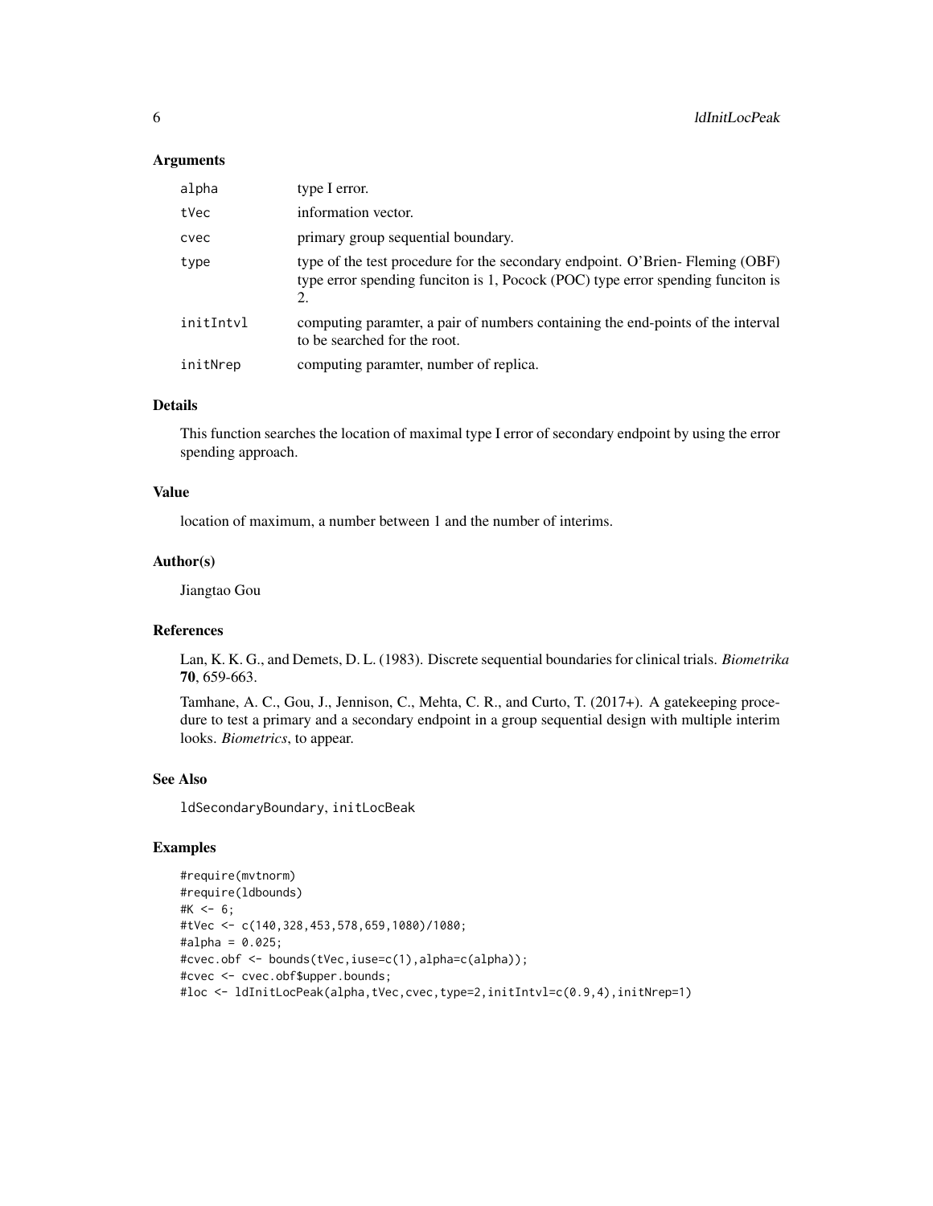## Arguments

| | |
|---|---|
| alpha | type I error. |
| tVec | information vector. |
| cvec | primary group sequential boundary. |
| type | type of the test procedure for the secondary endpoint. O'Brien- Fleming (OBF) type error spending funciton is 1, Pocock (POC) type error spending funciton is 2. |
| initIntvl | computing paramter, a pair of numbers containing the end-points of the interval to be searched for the root. |
| initNrep | computing paramter, number of replica. |

## Details

This function searches the location of maximal type I error of secondary endpoint by using the error spending approach.

## Value

location of maximum, a number between 1 and the number of interims.

## Author(s)

Jiangtao Gou

## References

Lan, K. K. G., and Demets, D. L. (1983). Discrete sequential boundaries for clinical trials. *Biometrika* **70**, 659-663.

Tamhane, A. C., Gou, J., Jennison, C., Mehta, C. R., and Curto, T. (2017+). A gatekeeping procedure to test a primary and a secondary endpoint in a group sequential design with multiple interim looks. *Biometrics*, to appear.

## See Also

ldSecondaryBoundary, initLocBeak

## Examples

```
#require(mvtnorm)
#require(ldbounds)
#K <- 6;
#tVec <- c(140,328,453,578,659,1080)/1080;
#alpha = 0.025;
#cvec.obf <- bounds(tVec,iuse=c(1),alpha=c(alpha));
#cvec <- cvec.obf$upper.bounds;
#loc <- ldInitLocPeak(alpha,tVec,cvec,type=2,initIntvl=c(0.9,4),initNrep=1)
```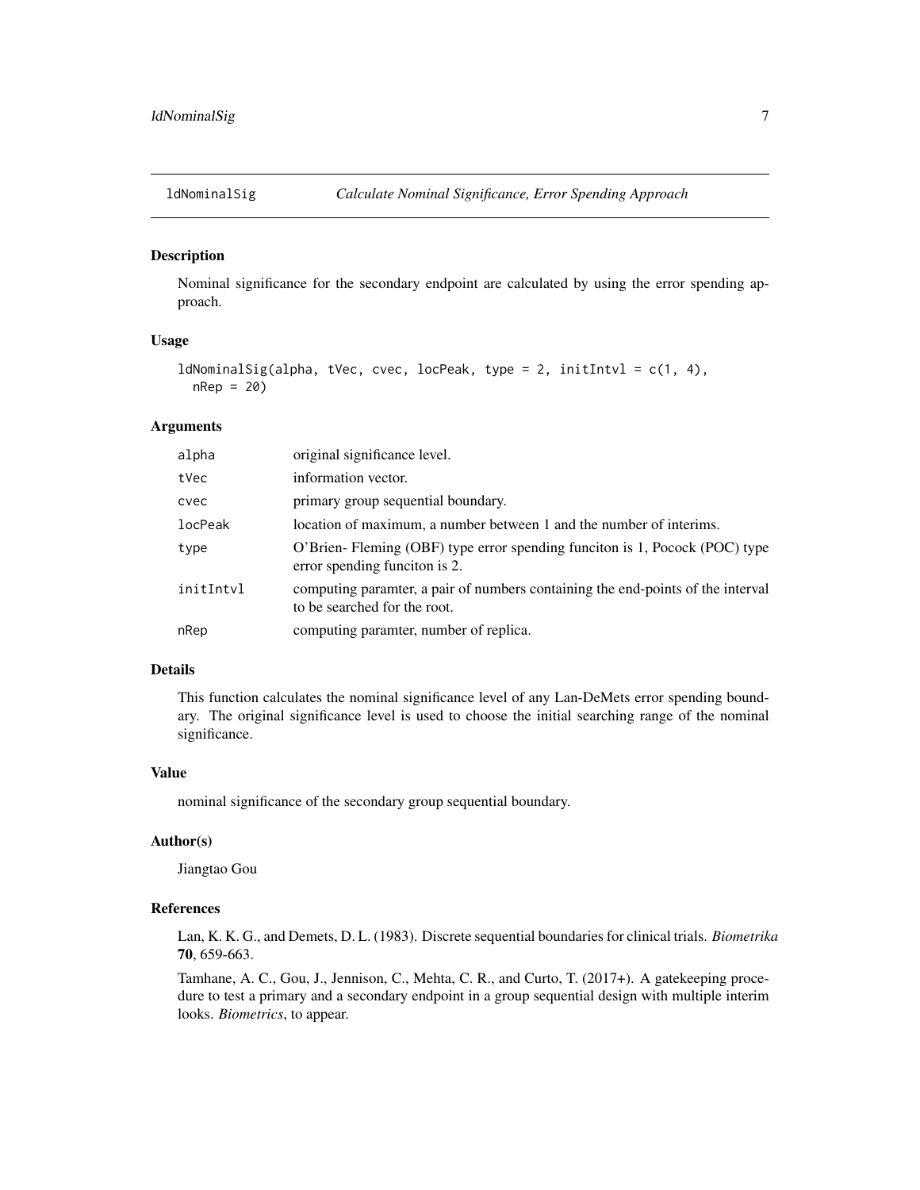ldNominalSig *Calculate Nominal Significance, Error Spending Approach*

## Description

Nominal significance for the secondary endpoint are calculated by using the error spending approach.

## Usage

```
ldNominalSig(alpha, tVec, cvec, locPeak, type = 2, initIntvl = c(1, 4),
  nRep = 20)
```

## Arguments

| | |
|---|---|
| alpha | original significance level. |
| tVec | information vector. |
| cvec | primary group sequential boundary. |
| locPeak | location of maximum, a number between 1 and the number of interims. |
| type | O'Brien- Fleming (OBF) type error spending funciton is 1, Pocock (POC) type error spending funciton is 2. |
| initIntvl | computing paramter, a pair of numbers containing the end-points of the interval to be searched for the root. |
| nRep | computing paramter, number of replica. |

## Details

This function calculates the nominal significance level of any Lan-DeMets error spending boundary. The original significance level is used to choose the initial searching range of the nominal significance.

## Value

nominal significance of the secondary group sequential boundary.

## Author(s)

Jiangtao Gou

## References

Lan, K. K. G., and Demets, D. L. (1983). Discrete sequential boundaries for clinical trials. *Biometrika* **70**, 659-663.

Tamhane, A. C., Gou, J., Jennison, C., Mehta, C. R., and Curto, T. (2017+). A gatekeeping procedure to test a primary and a secondary endpoint in a group sequential design with multiple interim looks. *Biometrics*, to appear.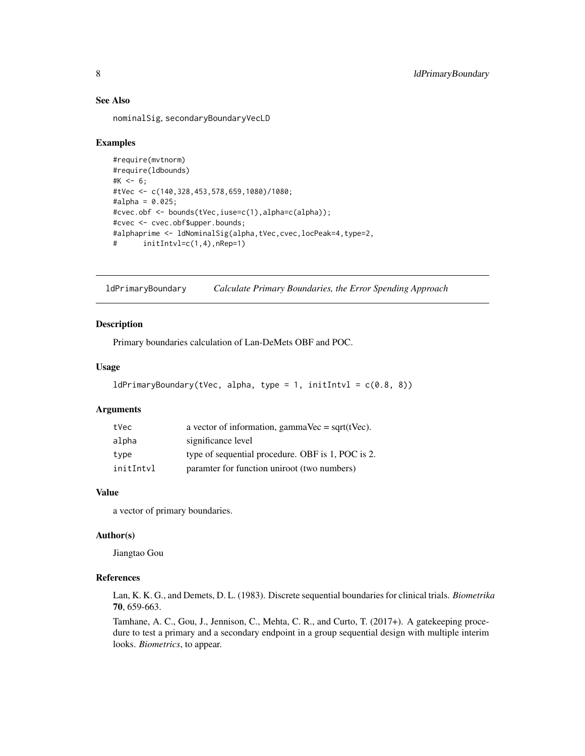### See Also

nominalSig, secondaryBoundaryVecLD

### Examples

```
#require(mvtnorm)
#require(ldbounds)
#K <- 6;
#tVec <- c(140,328,453,578,659,1080)/1080;
#alpha = 0.025;
#cvec.obf <- bounds(tVec,iuse=c(1),alpha=c(alpha));
#cvec <- cvec.obf$upper.bounds;
#alphaprime <- ldNominalSig(alpha,tVec,cvec,locPeak=4,type=2,
#      initIntvl=c(1,4),nRep=1)
```

## ldPrimaryBoundary &nbsp;&nbsp; *Calculate Primary Boundaries, the Error Spending Approach*

### Description

Primary boundaries calculation of Lan-DeMets OBF and POC.

### Usage

```
ldPrimaryBoundary(tVec, alpha, type = 1, initIntvl = c(0.8, 8))
```

### Arguments

| | |
|---|---|
| tVec | a vector of information, gammaVec = sqrt(tVec). |
| alpha | significance level |
| type | type of sequential procedure. OBF is 1, POC is 2. |
| initIntvl | paramter for function uniroot (two numbers) |

### Value

a vector of primary boundaries.

### Author(s)

Jiangtao Gou

### References

Lan, K. K. G., and Demets, D. L. (1983). Discrete sequential boundaries for clinical trials. *Biometrika* **70**, 659-663.

Tamhane, A. C., Gou, J., Jennison, C., Mehta, C. R., and Curto, T. (2017+). A gatekeeping procedure to test a primary and a secondary endpoint in a group sequential design with multiple interim looks. *Biometrics*, to appear.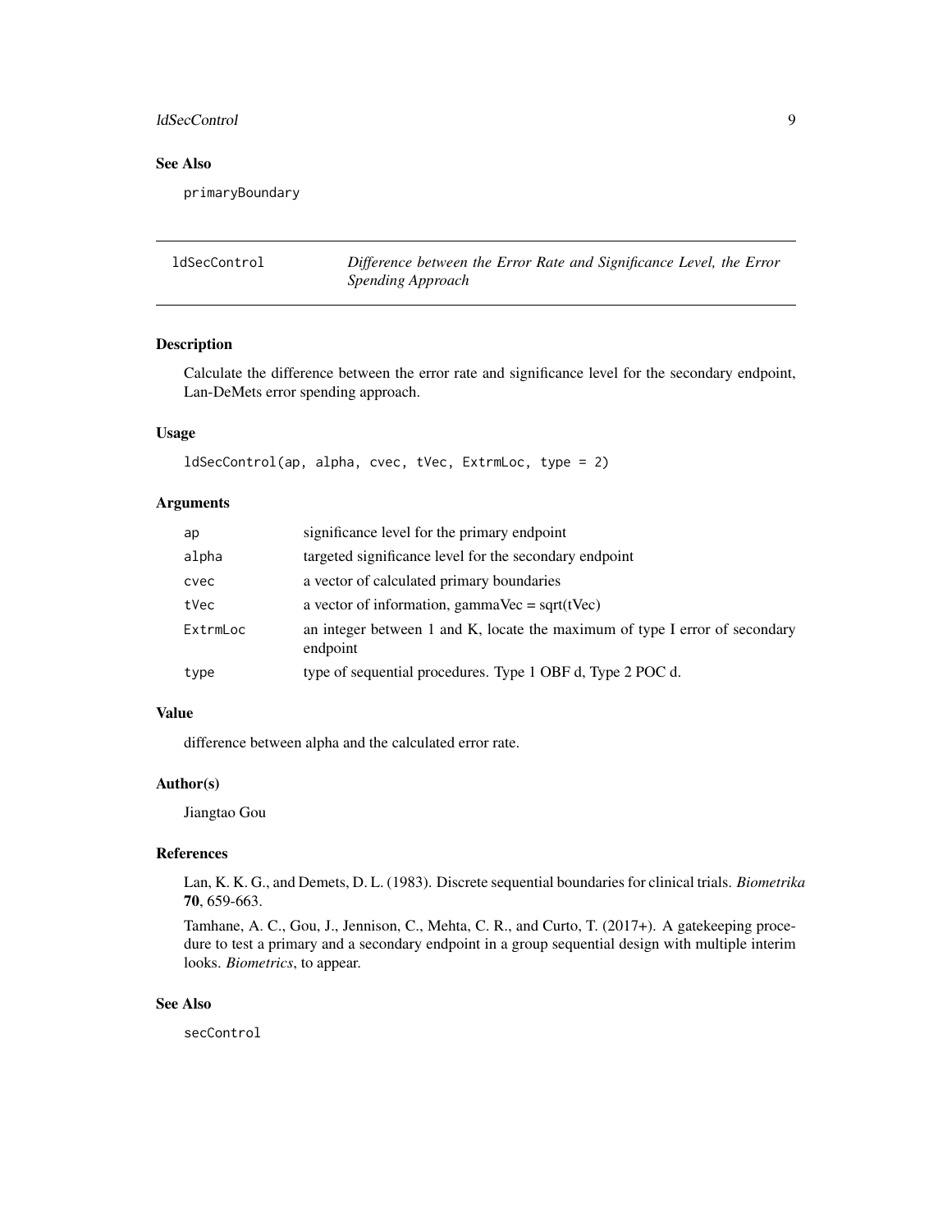## See Also

`primaryBoundary`

---

## ldSecControl — *Difference between the Error Rate and Significance Level, the Error Spending Approach*

### Description

Calculate the difference between the error rate and significance level for the secondary endpoint, Lan-DeMets error spending approach.

### Usage

```
ldSecControl(ap, alpha, cvec, tVec, ExtrmLoc, type = 2)
```

### Arguments

| Argument | Description |
|---|---|
| `ap` | significance level for the primary endpoint |
| `alpha` | targeted significance level for the secondary endpoint |
| `cvec` | a vector of calculated primary boundaries |
| `tVec` | a vector of information, gammaVec = sqrt(tVec) |
| `ExtrmLoc` | an integer between 1 and K, locate the maximum of type I error of secondary endpoint |
| `type` | type of sequential procedures. Type 1 OBF d, Type 2 POC d. |

### Value

difference between alpha and the calculated error rate.

### Author(s)

Jiangtao Gou

### References

Lan, K. K. G., and Demets, D. L. (1983). Discrete sequential boundaries for clinical trials. *Biometrika* **70**, 659-663.

Tamhane, A. C., Gou, J., Jennison, C., Mehta, C. R., and Curto, T. (2017+). A gatekeeping procedure to test a primary and a secondary endpoint in a group sequential design with multiple interim looks. *Biometrics*, to appear.

### See Also

`secControl`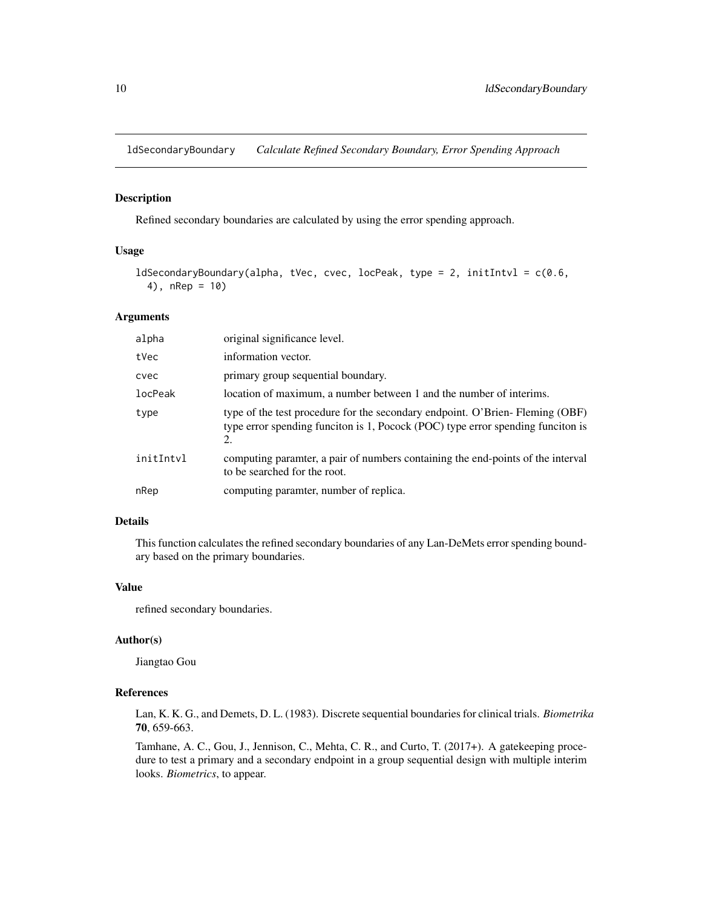# ldSecondaryBoundary *Calculate Refined Secondary Boundary, Error Spending Approach*

## Description

Refined secondary boundaries are calculated by using the error spending approach.

## Usage

```
ldSecondaryBoundary(alpha, tVec, cvec, locPeak, type = 2, initIntvl = c(0.6,
  4), nRep = 10)
```

## Arguments

| | |
|---|---|
| alpha | original significance level. |
| tVec | information vector. |
| cvec | primary group sequential boundary. |
| locPeak | location of maximum, a number between 1 and the number of interims. |
| type | type of the test procedure for the secondary endpoint. O'Brien- Fleming (OBF) type error spending funciton is 1, Pocock (POC) type error spending funciton is 2. |
| initIntvl | computing paramter, a pair of numbers containing the end-points of the interval to be searched for the root. |
| nRep | computing paramter, number of replica. |

## Details

This function calculates the refined secondary boundaries of any Lan-DeMets error spending boundary based on the primary boundaries.

## Value

refined secondary boundaries.

## Author(s)

Jiangtao Gou

## References

Lan, K. K. G., and Demets, D. L. (1983). Discrete sequential boundaries for clinical trials. *Biometrika* **70**, 659-663.

Tamhane, A. C., Gou, J., Jennison, C., Mehta, C. R., and Curto, T. (2017+). A gatekeeping procedure to test a primary and a secondary endpoint in a group sequential design with multiple interim looks. *Biometrics*, to appear.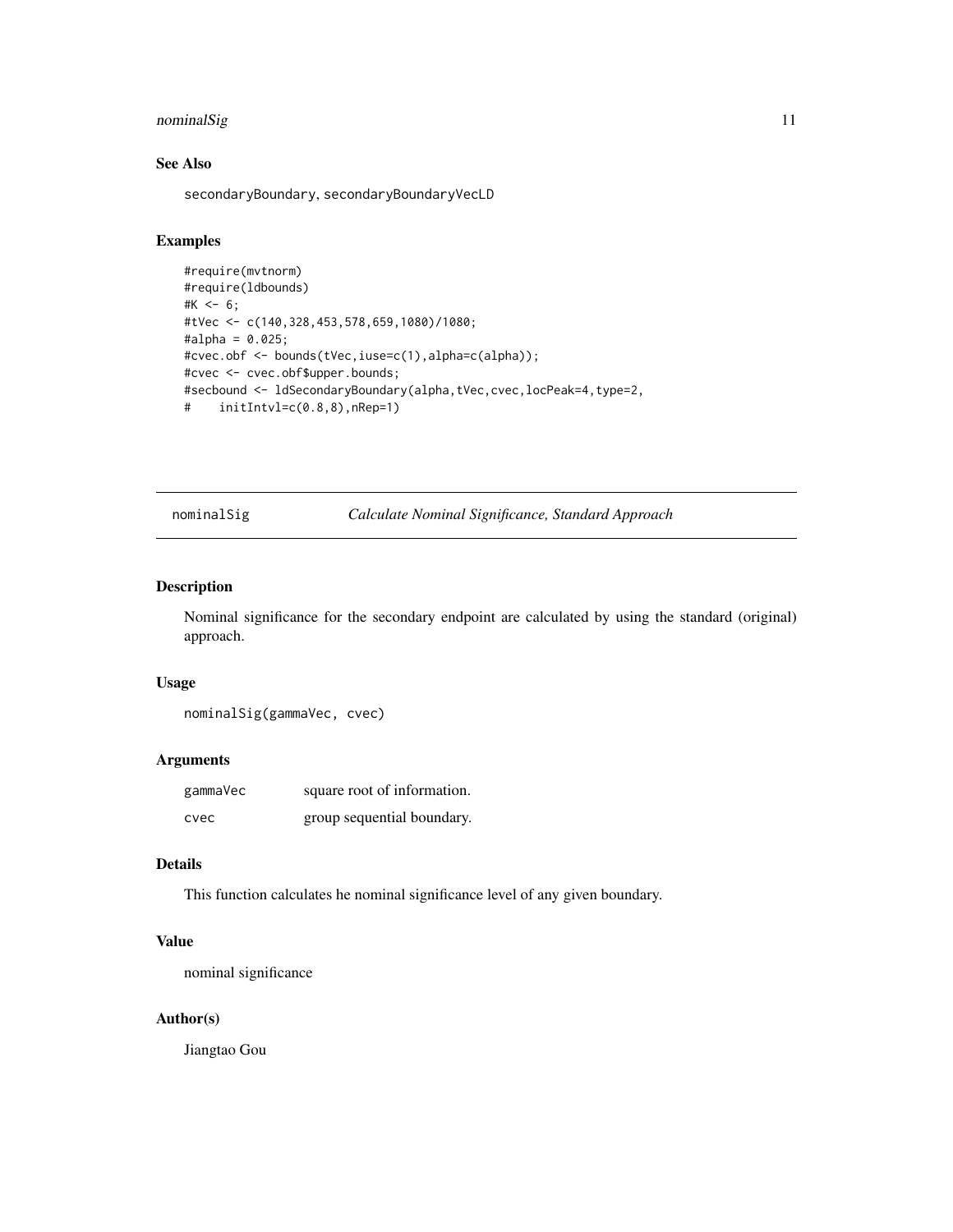## See Also

secondaryBoundary, secondaryBoundaryVecLD

## Examples

```
#require(mvtnorm)
#require(ldbounds)
#K <- 6;
#tVec <- c(140,328,453,578,659,1080)/1080;
#alpha = 0.025;
#cvec.obf <- bounds(tVec,iuse=c(1),alpha=c(alpha));
#cvec <- cvec.obf$upper.bounds;
#secbound <- ldSecondaryBoundary(alpha,tVec,cvec,locPeak=4,type=2,
#    initIntvl=c(0.8,8),nRep=1)
```

---

# nominalSig — *Calculate Nominal Significance, Standard Approach*

---

## Description

Nominal significance for the secondary endpoint are calculated by using the standard (original) approach.

## Usage

```
nominalSig(gammaVec, cvec)
```

## Arguments

| | |
|---|---|
| gammaVec | square root of information. |
| cvec | group sequential boundary. |

## Details

This function calculates he nominal significance level of any given boundary.

## Value

nominal significance

## Author(s)

Jiangtao Gou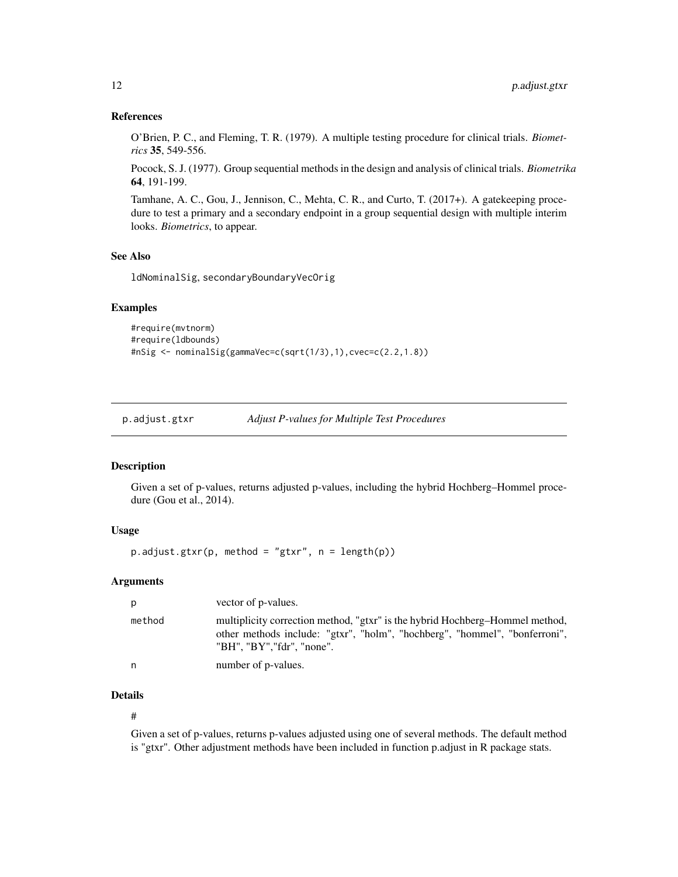### References

O'Brien, P. C., and Fleming, T. R. (1979). A multiple testing procedure for clinical trials. *Biometrics* **35**, 549-556.

Pocock, S. J. (1977). Group sequential methods in the design and analysis of clinical trials. *Biometrika* **64**, 191-199.

Tamhane, A. C., Gou, J., Jennison, C., Mehta, C. R., and Curto, T. (2017+). A gatekeeping procedure to test a primary and a secondary endpoint in a group sequential design with multiple interim looks. *Biometrics*, to appear.

### See Also

ldNominalSig, secondaryBoundaryVecOrig

### Examples

```
#require(mvtnorm)
#require(ldbounds)
#nSig <- nominalSig(gammaVec=c(sqrt(1/3),1),cvec=c(2.2,1.8))
```

---

## p.adjust.gtxr — *Adjust P-values for Multiple Test Procedures*

### Description

Given a set of p-values, returns adjusted p-values, including the hybrid Hochberg–Hommel procedure (Gou et al., 2014).

### Usage

```
p.adjust.gtxr(p, method = "gtxr", n = length(p))
```

### Arguments

| | |
|---|---|
| p | vector of p-values. |
| method | multiplicity correction method, "gtxr" is the hybrid Hochberg–Hommel method, other methods include: "gtxr", "holm", "hochberg", "hommel", "bonferroni", "BH", "BY","fdr", "none". |
| n | number of p-values. |

### Details

#

Given a set of p-values, returns p-values adjusted using one of several methods. The default method is "gtxr". Other adjustment methods have been included in function p.adjust in R package stats.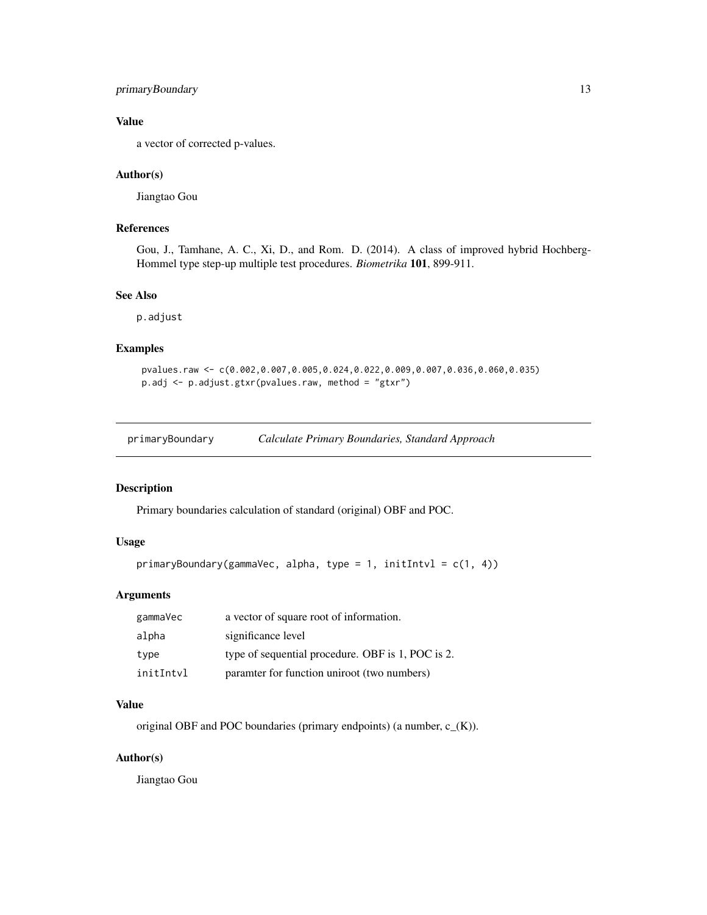### Value

a vector of corrected p-values.

### Author(s)

Jiangtao Gou

### References

Gou, J., Tamhane, A. C., Xi, D., and Rom. D. (2014). A class of improved hybrid Hochberg-Hommel type step-up multiple test procedures. *Biometrika* **101**, 899-911.

### See Also

p.adjust

### Examples

```
pvalues.raw <- c(0.002,0.007,0.005,0.024,0.022,0.009,0.007,0.036,0.060,0.035)
p.adj <- p.adjust.gtxr(pvalues.raw, method = "gtxr")
```

---

## primaryBoundary *Calculate Primary Boundaries, Standard Approach*

### Description

Primary boundaries calculation of standard (original) OBF and POC.

### Usage

```
primaryBoundary(gammaVec, alpha, type = 1, initIntvl = c(1, 4))
```

### Arguments

| | |
|---|---|
| gammaVec | a vector of square root of information. |
| alpha | significance level |
| type | type of sequential procedure. OBF is 1, POC is 2. |
| initIntvl | paramter for function uniroot (two numbers) |

### Value

original OBF and POC boundaries (primary endpoints) (a number, c_(K)).

### Author(s)

Jiangtao Gou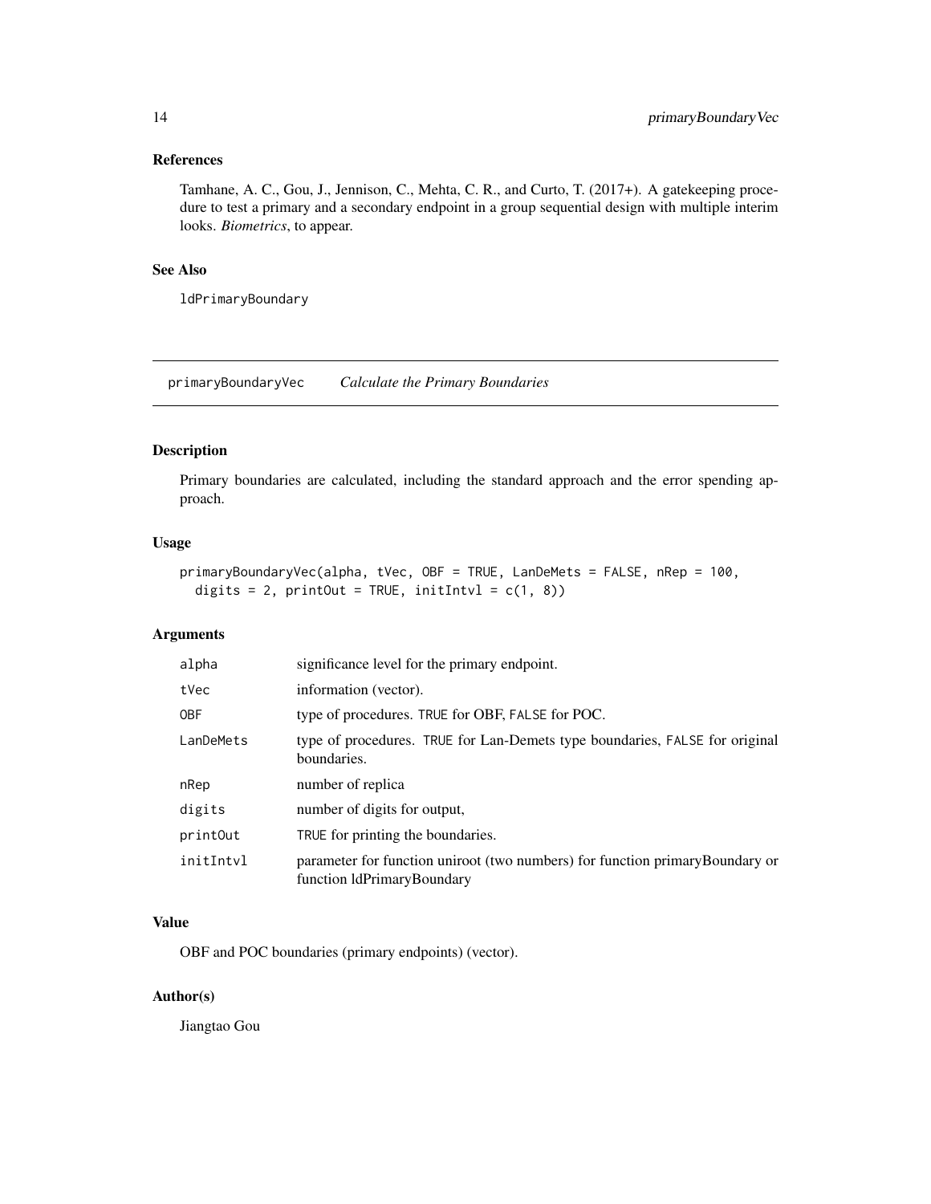## References

Tamhane, A. C., Gou, J., Jennison, C., Mehta, C. R., and Curto, T. (2017+). A gatekeeping procedure to test a primary and a secondary endpoint in a group sequential design with multiple interim looks. *Biometrics*, to appear.

## See Also

ldPrimaryBoundary

---

# primaryBoundaryVec *Calculate the Primary Boundaries*

## Description

Primary boundaries are calculated, including the standard approach and the error spending approach.

## Usage

```
primaryBoundaryVec(alpha, tVec, OBF = TRUE, LanDeMets = FALSE, nRep = 100,
  digits = 2, printOut = TRUE, initIntvl = c(1, 8))
```

## Arguments

| | |
|---|---|
| alpha | significance level for the primary endpoint. |
| tVec | information (vector). |
| OBF | type of procedures. TRUE for OBF, FALSE for POC. |
| LanDeMets | type of procedures. TRUE for Lan-Demets type boundaries, FALSE for original boundaries. |
| nRep | number of replica |
| digits | number of digits for output, |
| printOut | TRUE for printing the boundaries. |
| initIntvl | parameter for function uniroot (two numbers) for function primaryBoundary or function ldPrimaryBoundary |

## Value

OBF and POC boundaries (primary endpoints) (vector).

## Author(s)

Jiangtao Gou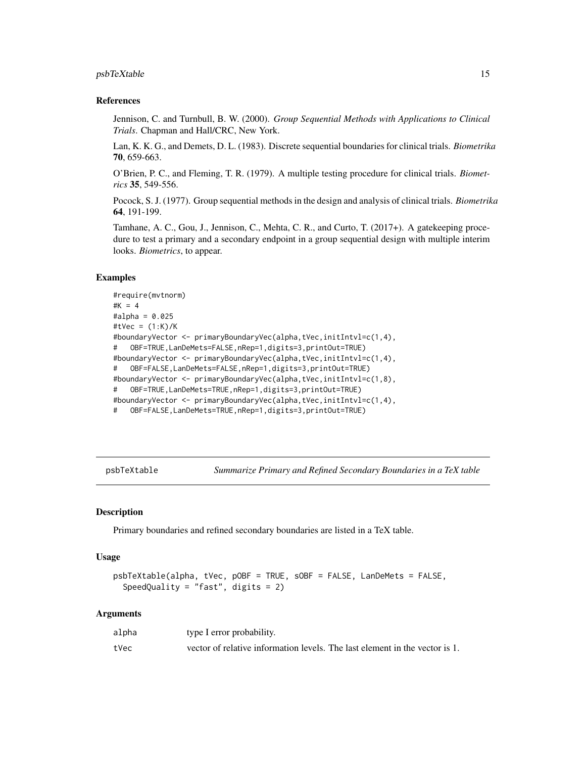### References

Jennison, C. and Turnbull, B. W. (2000). *Group Sequential Methods with Applications to Clinical Trials*. Chapman and Hall/CRC, New York.

Lan, K. K. G., and Demets, D. L. (1983). Discrete sequential boundaries for clinical trials. *Biometrika* **70**, 659-663.

O'Brien, P. C., and Fleming, T. R. (1979). A multiple testing procedure for clinical trials. *Biometrics* **35**, 549-556.

Pocock, S. J. (1977). Group sequential methods in the design and analysis of clinical trials. *Biometrika* **64**, 191-199.

Tamhane, A. C., Gou, J., Jennison, C., Mehta, C. R., and Curto, T. (2017+). A gatekeeping procedure to test a primary and a secondary endpoint in a group sequential design with multiple interim looks. *Biometrics*, to appear.

### Examples

```
#require(mvtnorm)
#K = 4
#alpha = 0.025
#tVec = (1:K)/K
#boundaryVector <- primaryBoundaryVec(alpha,tVec,initIntvl=c(1,4),
#   OBF=TRUE,LanDeMets=FALSE,nRep=1,digits=3,printOut=TRUE)
#boundaryVector <- primaryBoundaryVec(alpha,tVec,initIntvl=c(1,4),
#   OBF=FALSE,LanDeMets=FALSE,nRep=1,digits=3,printOut=TRUE)
#boundaryVector <- primaryBoundaryVec(alpha,tVec,initIntvl=c(1,8),
#   OBF=TRUE,LanDeMets=TRUE,nRep=1,digits=3,printOut=TRUE)
#boundaryVector <- primaryBoundaryVec(alpha,tVec,initIntvl=c(1,4),
#   OBF=FALSE,LanDeMets=TRUE,nRep=1,digits=3,printOut=TRUE)
```

---

## psbTeXtable    *Summarize Primary and Refined Secondary Boundaries in a TeX table*

---

### Description

Primary boundaries and refined secondary boundaries are listed in a TeX table.

### Usage

```
psbTeXtable(alpha, tVec, pOBF = TRUE, sOBF = FALSE, LanDeMets = FALSE,
  SpeedQuality = "fast", digits = 2)
```

### Arguments

| | |
|---|---|
| alpha | type I error probability. |
| tVec | vector of relative information levels. The last element in the vector is 1. |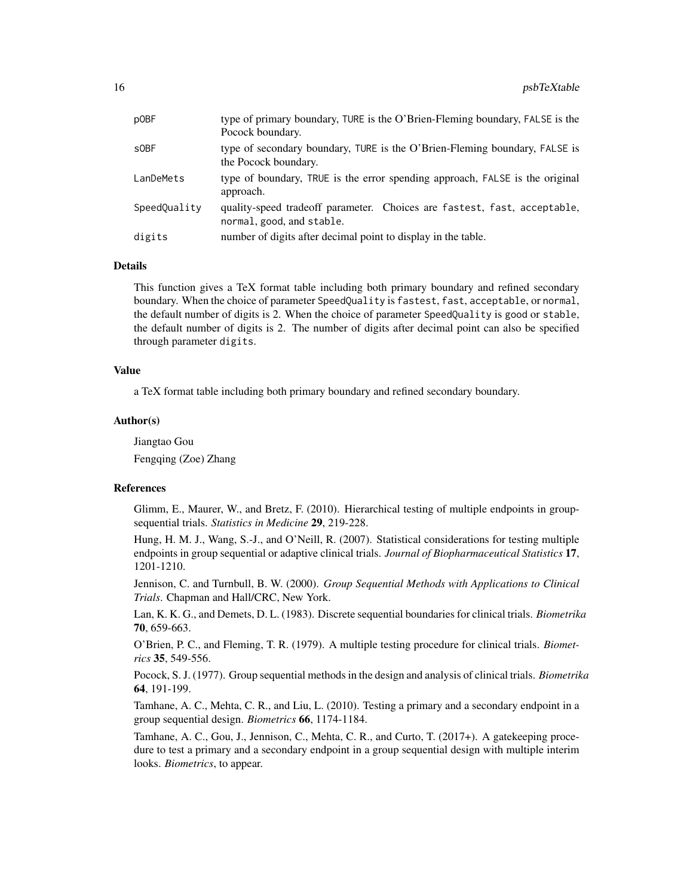| | |
|---|---|
| `pOBF` | type of primary boundary, TURE is the O'Brien-Fleming boundary, FALSE is the Pocock boundary. |
| `sOBF` | type of secondary boundary, TURE is the O'Brien-Fleming boundary, FALSE is the Pocock boundary. |
| `LanDeMets` | type of boundary, TRUE is the error spending approach, FALSE is the original approach. |
| `SpeedQuality` | quality-speed tradeoff parameter. Choices are `fastest`, `fast`, `acceptable`, `normal`, `good`, and `stable`. |
| `digits` | number of digits after decimal point to display in the table. |

### Details

This function gives a TeX format table including both primary boundary and refined secondary boundary. When the choice of parameter `SpeedQuality` is `fastest`, `fast`, `acceptable`, or `normal`, the default number of digits is 2. When the choice of parameter `SpeedQuality` is `good` or `stable`, the default number of digits is 2. The number of digits after decimal point can also be specified through parameter `digits`.

### Value

a TeX format table including both primary boundary and refined secondary boundary.

### Author(s)

Jiangtao Gou

Fengqing (Zoe) Zhang

### References

Glimm, E., Maurer, W., and Bretz, F. (2010). Hierarchical testing of multiple endpoints in group-sequential trials. *Statistics in Medicine* **29**, 219-228.

Hung, H. M. J., Wang, S.-J., and O'Neill, R. (2007). Statistical considerations for testing multiple endpoints in group sequential or adaptive clinical trials. *Journal of Biopharmaceutical Statistics* **17**, 1201-1210.

Jennison, C. and Turnbull, B. W. (2000). *Group Sequential Methods with Applications to Clinical Trials*. Chapman and Hall/CRC, New York.

Lan, K. K. G., and Demets, D. L. (1983). Discrete sequential boundaries for clinical trials. *Biometrika* **70**, 659-663.

O'Brien, P. C., and Fleming, T. R. (1979). A multiple testing procedure for clinical trials. *Biometrics* **35**, 549-556.

Pocock, S. J. (1977). Group sequential methods in the design and analysis of clinical trials. *Biometrika* **64**, 191-199.

Tamhane, A. C., Mehta, C. R., and Liu, L. (2010). Testing a primary and a secondary endpoint in a group sequential design. *Biometrics* **66**, 1174-1184.

Tamhane, A. C., Gou, J., Jennison, C., Mehta, C. R., and Curto, T. (2017+). A gatekeeping procedure to test a primary and a secondary endpoint in a group sequential design with multiple interim looks. *Biometrics*, to appear.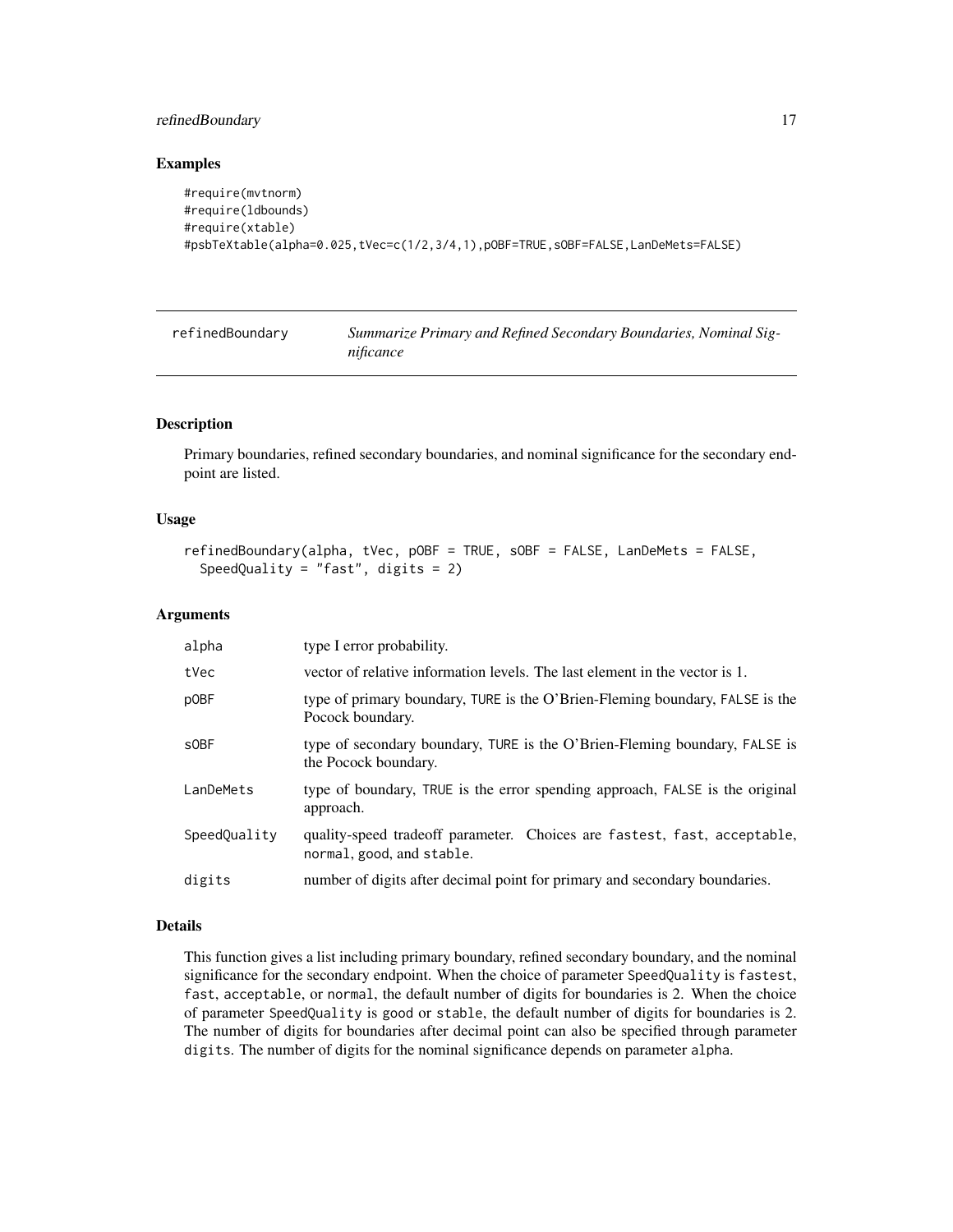## Examples

```
#require(mvtnorm)
#require(ldbounds)
#require(xtable)
#psbTeXtable(alpha=0.025,tVec=c(1/2,3/4,1),pOBF=TRUE,sOBF=FALSE,LanDeMets=FALSE)
```

---

refinedBoundary — *Summarize Primary and Refined Secondary Boundaries, Nominal Significance*

---

### Description

Primary boundaries, refined secondary boundaries, and nominal significance for the secondary endpoint are listed.

### Usage

```
refinedBoundary(alpha, tVec, pOBF = TRUE, sOBF = FALSE, LanDeMets = FALSE,
  SpeedQuality = "fast", digits = 2)
```

### Arguments

| | |
|---|---|
| alpha | type I error probability. |
| tVec | vector of relative information levels. The last element in the vector is 1. |
| pOBF | type of primary boundary, TURE is the O'Brien-Fleming boundary, FALSE is the Pocock boundary. |
| sOBF | type of secondary boundary, TURE is the O'Brien-Fleming boundary, FALSE is the Pocock boundary. |
| LanDeMets | type of boundary, TRUE is the error spending approach, FALSE is the original approach. |
| SpeedQuality | quality-speed tradeoff parameter. Choices are fastest, fast, acceptable, normal, good, and stable. |
| digits | number of digits after decimal point for primary and secondary boundaries. |

### Details

This function gives a list including primary boundary, refined secondary boundary, and the nominal significance for the secondary endpoint. When the choice of parameter SpeedQuality is fastest, fast, acceptable, or normal, the default number of digits for boundaries is 2. When the choice of parameter SpeedQuality is good or stable, the default number of digits for boundaries is 2. The number of digits for boundaries after decimal point can also be specified through parameter digits. The number of digits for the nominal significance depends on parameter alpha.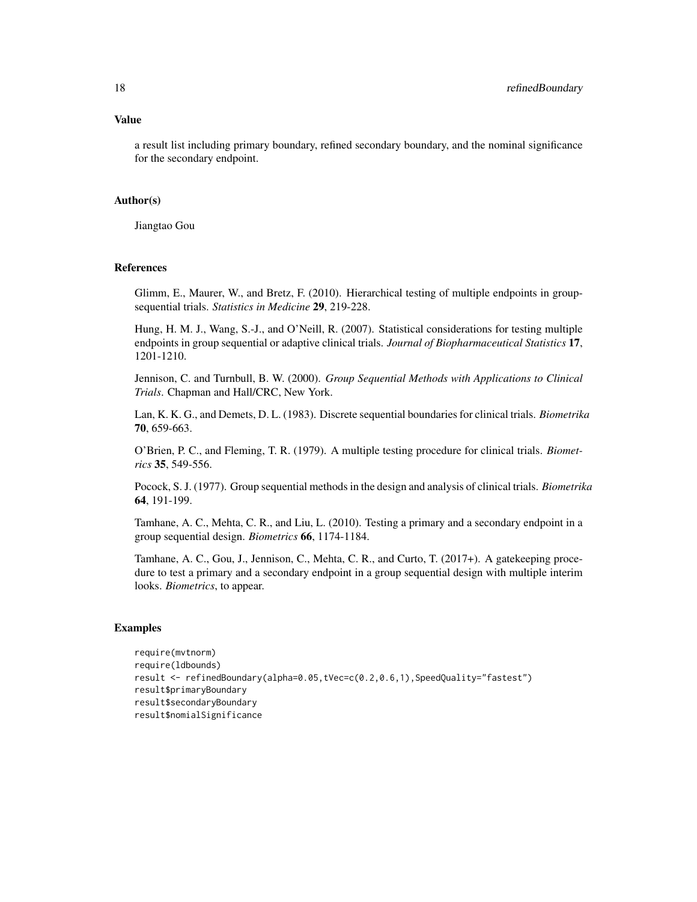## Value

a result list including primary boundary, refined secondary boundary, and the nominal significance for the secondary endpoint.

## Author(s)

Jiangtao Gou

## References

Glimm, E., Maurer, W., and Bretz, F. (2010). Hierarchical testing of multiple endpoints in group-sequential trials. *Statistics in Medicine* **29**, 219-228.

Hung, H. M. J., Wang, S.-J., and O'Neill, R. (2007). Statistical considerations for testing multiple endpoints in group sequential or adaptive clinical trials. *Journal of Biopharmaceutical Statistics* **17**, 1201-1210.

Jennison, C. and Turnbull, B. W. (2000). *Group Sequential Methods with Applications to Clinical Trials*. Chapman and Hall/CRC, New York.

Lan, K. K. G., and Demets, D. L. (1983). Discrete sequential boundaries for clinical trials. *Biometrika* **70**, 659-663.

O'Brien, P. C., and Fleming, T. R. (1979). A multiple testing procedure for clinical trials. *Biometrics* **35**, 549-556.

Pocock, S. J. (1977). Group sequential methods in the design and analysis of clinical trials. *Biometrika* **64**, 191-199.

Tamhane, A. C., Mehta, C. R., and Liu, L. (2010). Testing a primary and a secondary endpoint in a group sequential design. *Biometrics* **66**, 1174-1184.

Tamhane, A. C., Gou, J., Jennison, C., Mehta, C. R., and Curto, T. (2017+). A gatekeeping procedure to test a primary and a secondary endpoint in a group sequential design with multiple interim looks. *Biometrics*, to appear.

## Examples

```
require(mvtnorm)
require(ldbounds)
result <- refinedBoundary(alpha=0.05,tVec=c(0.2,0.6,1),SpeedQuality="fastest")
result$primaryBoundary
result$secondaryBoundary
result$nomialSignificance
```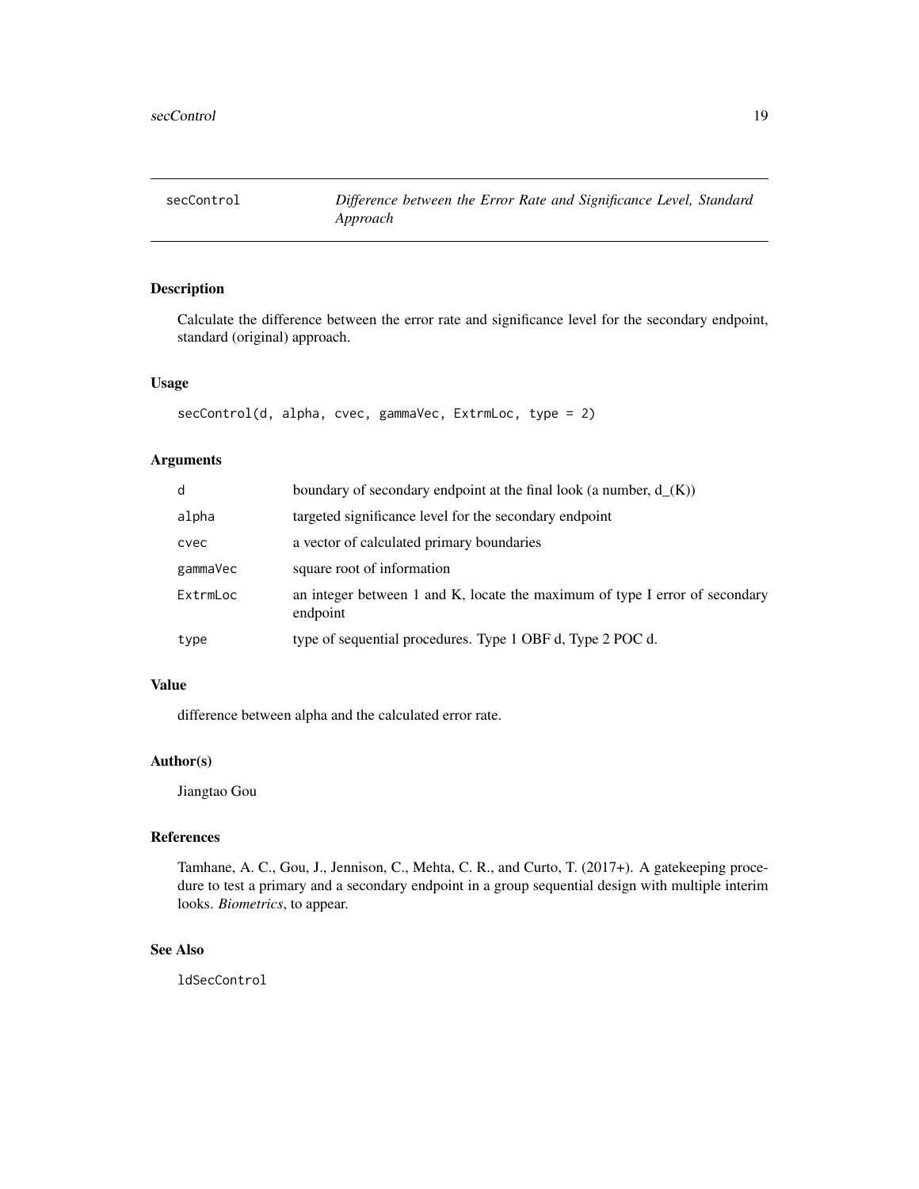## secControl — *Difference between the Error Rate and Significance Level, Standard Approach*

### Description

Calculate the difference between the error rate and significance level for the secondary endpoint, standard (original) approach.

### Usage

```
secControl(d, alpha, cvec, gammaVec, ExtrmLoc, type = 2)
```

### Arguments

| | |
|---|---|
| d | boundary of secondary endpoint at the final look (a number, d_(K)) |
| alpha | targeted significance level for the secondary endpoint |
| cvec | a vector of calculated primary boundaries |
| gammaVec | square root of information |
| ExtrmLoc | an integer between 1 and K, locate the maximum of type I error of secondary endpoint |
| type | type of sequential procedures. Type 1 OBF d, Type 2 POC d. |

### Value

difference between alpha and the calculated error rate.

### Author(s)

Jiangtao Gou

### References

Tamhane, A. C., Gou, J., Jennison, C., Mehta, C. R., and Curto, T. (2017+). A gatekeeping procedure to test a primary and a secondary endpoint in a group sequential design with multiple interim looks. *Biometrics*, to appear.

### See Also

ldSecControl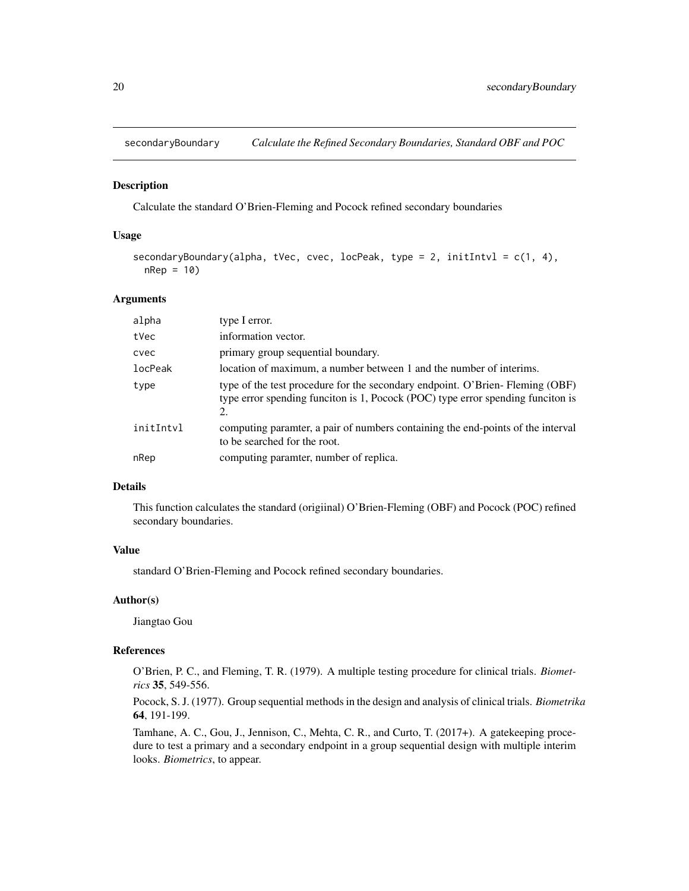# secondaryBoundary — *Calculate the Refined Secondary Boundaries, Standard OBF and POC*

## Description

Calculate the standard O'Brien-Fleming and Pocock refined secondary boundaries

## Usage

```
secondaryBoundary(alpha, tVec, cvec, locPeak, type = 2, initIntvl = c(1, 4),
  nRep = 10)
```

## Arguments

| | |
|---|---|
| alpha | type I error. |
| tVec | information vector. |
| cvec | primary group sequential boundary. |
| locPeak | location of maximum, a number between 1 and the number of interims. |
| type | type of the test procedure for the secondary endpoint. O'Brien- Fleming (OBF) type error spending funciton is 1, Pocock (POC) type error spending funciton is 2. |
| initIntvl | computing paramter, a pair of numbers containing the end-points of the interval to be searched for the root. |
| nRep | computing paramter, number of replica. |

## Details

This function calculates the standard (origiinal) O'Brien-Fleming (OBF) and Pocock (POC) refined secondary boundaries.

## Value

standard O'Brien-Fleming and Pocock refined secondary boundaries.

## Author(s)

Jiangtao Gou

## References

O'Brien, P. C., and Fleming, T. R. (1979). A multiple testing procedure for clinical trials. *Biometrics* **35**, 549-556.

Pocock, S. J. (1977). Group sequential methods in the design and analysis of clinical trials. *Biometrika* **64**, 191-199.

Tamhane, A. C., Gou, J., Jennison, C., Mehta, C. R., and Curto, T. (2017+). A gatekeeping procedure to test a primary and a secondary endpoint in a group sequential design with multiple interim looks. *Biometrics*, to appear.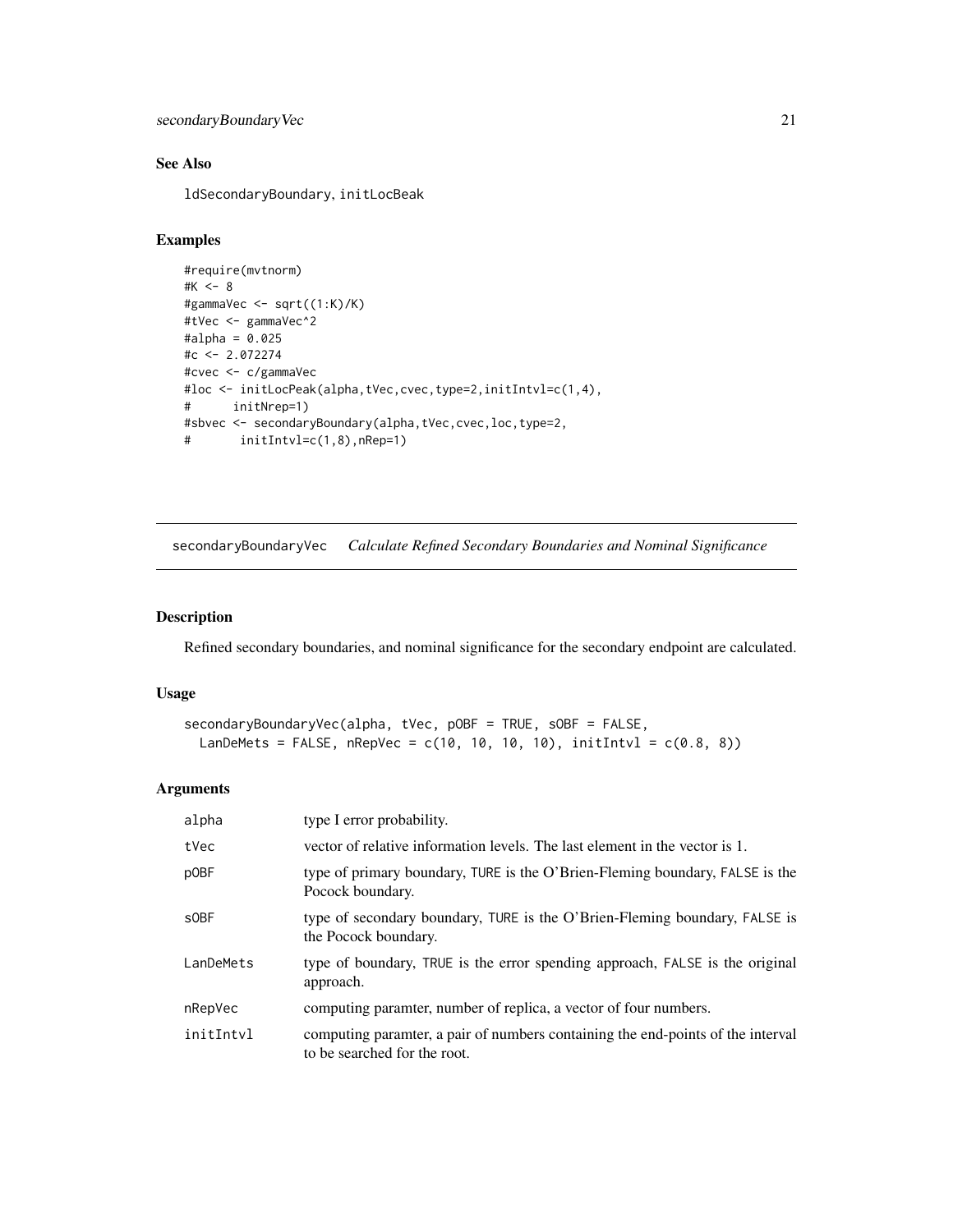## See Also

ldSecondaryBoundary, initLocBeak

## Examples

```
#require(mvtnorm)
#K <- 8
#gammaVec <- sqrt((1:K)/K)
#tVec <- gammaVec^2
#alpha = 0.025
#c <- 2.072274
#cvec <- c/gammaVec
#loc <- initLocPeak(alpha,tVec,cvec,type=2,initIntvl=c(1,4),
#      initNrep=1)
#sbvec <- secondaryBoundary(alpha,tVec,cvec,loc,type=2,
#       initIntvl=c(1,8),nRep=1)
```

---

# secondaryBoundaryVec *Calculate Refined Secondary Boundaries and Nominal Significance*

## Description

Refined secondary boundaries, and nominal significance for the secondary endpoint are calculated.

## Usage

```
secondaryBoundaryVec(alpha, tVec, pOBF = TRUE, sOBF = FALSE,
  LanDeMets = FALSE, nRepVec = c(10, 10, 10, 10), initIntvl = c(0.8, 8))
```

## Arguments

| | |
|---|---|
| alpha | type I error probability. |
| tVec | vector of relative information levels. The last element in the vector is 1. |
| pOBF | type of primary boundary, TURE is the O'Brien-Fleming boundary, FALSE is the Pocock boundary. |
| sOBF | type of secondary boundary, TURE is the O'Brien-Fleming boundary, FALSE is the Pocock boundary. |
| LanDeMets | type of boundary, TRUE is the error spending approach, FALSE is the original approach. |
| nRepVec | computing paramter, number of replica, a vector of four numbers. |
| initIntvl | computing paramter, a pair of numbers containing the end-points of the interval to be searched for the root. |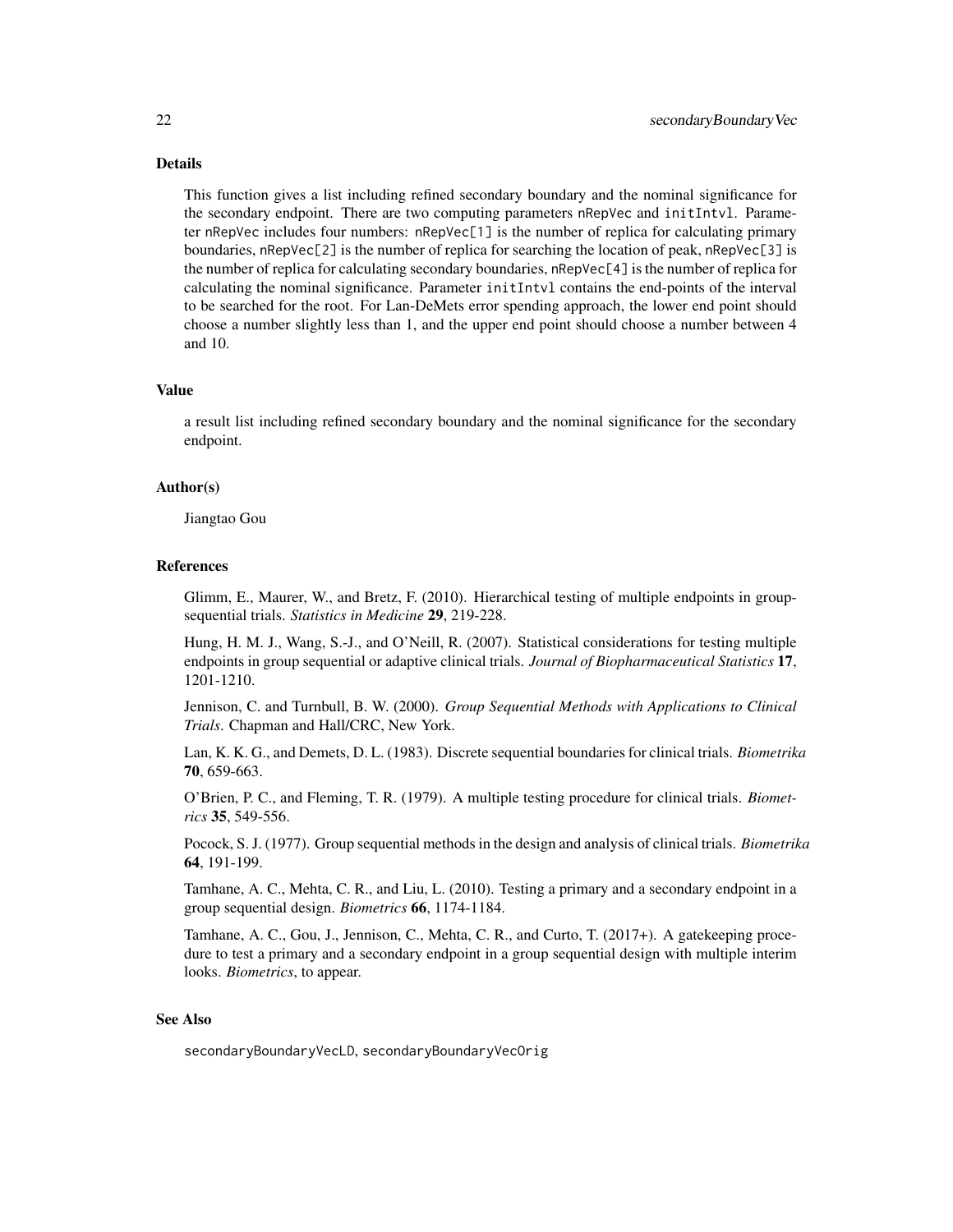## Details

This function gives a list including refined secondary boundary and the nominal significance for the secondary endpoint. There are two computing parameters `nRepVec` and `initIntvl`. Parameter `nRepVec` includes four numbers: `nRepVec[1]` is the number of replica for calculating primary boundaries, `nRepVec[2]` is the number of replica for searching the location of peak, `nRepVec[3]` is the number of replica for calculating secondary boundaries, `nRepVec[4]` is the number of replica for calculating the nominal significance. Parameter `initIntvl` contains the end-points of the interval to be searched for the root. For Lan-DeMets error spending approach, the lower end point should choose a number slightly less than 1, and the upper end point should choose a number between 4 and 10.

## Value

a result list including refined secondary boundary and the nominal significance for the secondary endpoint.

## Author(s)

Jiangtao Gou

## References

Glimm, E., Maurer, W., and Bretz, F. (2010). Hierarchical testing of multiple endpoints in group-sequential trials. *Statistics in Medicine* **29**, 219-228.

Hung, H. M. J., Wang, S.-J., and O'Neill, R. (2007). Statistical considerations for testing multiple endpoints in group sequential or adaptive clinical trials. *Journal of Biopharmaceutical Statistics* **17**, 1201-1210.

Jennison, C. and Turnbull, B. W. (2000). *Group Sequential Methods with Applications to Clinical Trials*. Chapman and Hall/CRC, New York.

Lan, K. K. G., and Demets, D. L. (1983). Discrete sequential boundaries for clinical trials. *Biometrika* **70**, 659-663.

O'Brien, P. C., and Fleming, T. R. (1979). A multiple testing procedure for clinical trials. *Biometrics* **35**, 549-556.

Pocock, S. J. (1977). Group sequential methods in the design and analysis of clinical trials. *Biometrika* **64**, 191-199.

Tamhane, A. C., Mehta, C. R., and Liu, L. (2010). Testing a primary and a secondary endpoint in a group sequential design. *Biometrics* **66**, 1174-1184.

Tamhane, A. C., Gou, J., Jennison, C., Mehta, C. R., and Curto, T. (2017+). A gatekeeping procedure to test a primary and a secondary endpoint in a group sequential design with multiple interim looks. *Biometrics*, to appear.

## See Also

`secondaryBoundaryVecLD`, `secondaryBoundaryVecOrig`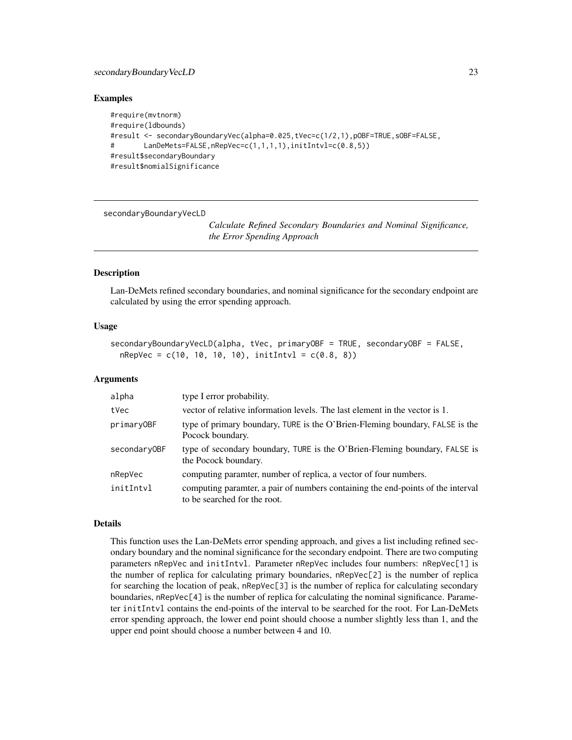## Examples

```
#require(mvtnorm)
#require(ldbounds)
#result <- secondaryBoundaryVec(alpha=0.025,tVec=c(1/2,1),pOBF=TRUE,sOBF=FALSE,
#       LanDeMets=FALSE,nRepVec=c(1,1,1,1),initIntvl=c(0.8,5))
#result$secondaryBoundary
#result$nomialSignificance
```

---

# secondaryBoundaryVecLD

*Calculate Refined Secondary Boundaries and Nominal Significance, the Error Spending Approach*

---

## Description

Lan-DeMets refined secondary boundaries, and nominal significance for the secondary endpoint are calculated by using the error spending approach.

## Usage

```
secondaryBoundaryVecLD(alpha, tVec, primaryOBF = TRUE, secondaryOBF = FALSE,
  nRepVec = c(10, 10, 10, 10), initIntvl = c(0.8, 8))
```

## Arguments

| | |
|---|---|
| alpha | type I error probability. |
| tVec | vector of relative information levels. The last element in the vector is 1. |
| primaryOBF | type of primary boundary, TURE is the O'Brien-Fleming boundary, FALSE is the Pocock boundary. |
| secondaryOBF | type of secondary boundary, TURE is the O'Brien-Fleming boundary, FALSE is the Pocock boundary. |
| nRepVec | computing paramter, number of replica, a vector of four numbers. |
| initIntvl | computing paramter, a pair of numbers containing the end-points of the interval to be searched for the root. |

## Details

This function uses the Lan-DeMets error spending approach, and gives a list including refined secondary boundary and the nominal significance for the secondary endpoint. There are two computing parameters `nRepVec` and `initIntvl`. Parameter `nRepVec` includes four numbers: `nRepVec[1]` is the number of replica for calculating primary boundaries, `nRepVec[2]` is the number of replica for searching the location of peak, `nRepVec[3]` is the number of replica for calculating secondary boundaries, `nRepVec[4]` is the number of replica for calculating the nominal significance. Parameter `initIntvl` contains the end-points of the interval to be searched for the root. For Lan-DeMets error spending approach, the lower end point should choose a number slightly less than 1, and the upper end point should choose a number between 4 and 10.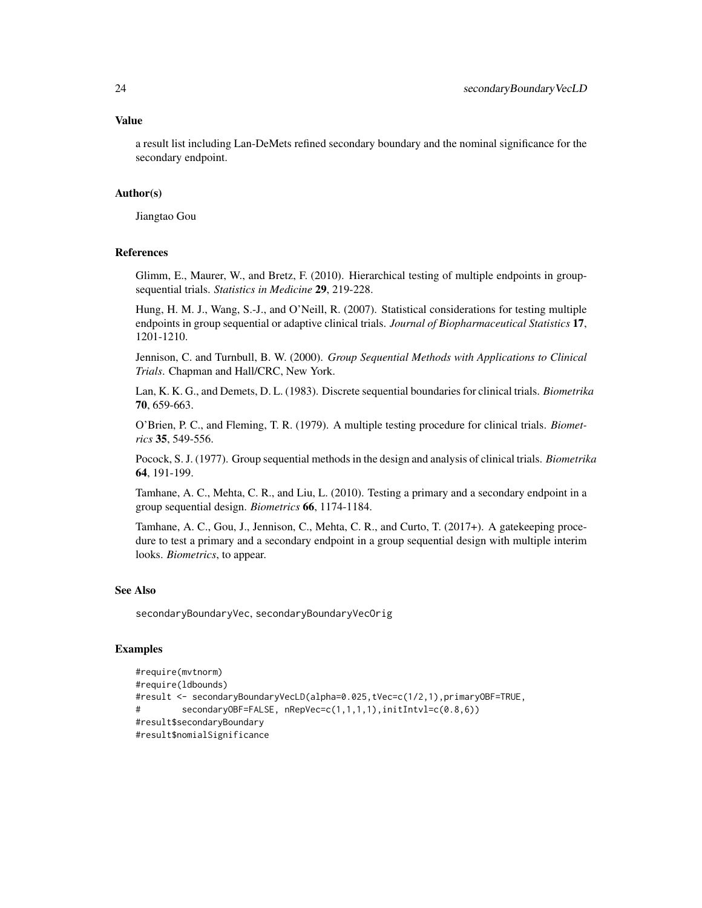## Value

a result list including Lan-DeMets refined secondary boundary and the nominal significance for the secondary endpoint.

## Author(s)

Jiangtao Gou

## References

Glimm, E., Maurer, W., and Bretz, F. (2010). Hierarchical testing of multiple endpoints in group-sequential trials. *Statistics in Medicine* **29**, 219-228.

Hung, H. M. J., Wang, S.-J., and O'Neill, R. (2007). Statistical considerations for testing multiple endpoints in group sequential or adaptive clinical trials. *Journal of Biopharmaceutical Statistics* **17**, 1201-1210.

Jennison, C. and Turnbull, B. W. (2000). *Group Sequential Methods with Applications to Clinical Trials*. Chapman and Hall/CRC, New York.

Lan, K. K. G., and Demets, D. L. (1983). Discrete sequential boundaries for clinical trials. *Biometrika* **70**, 659-663.

O'Brien, P. C., and Fleming, T. R. (1979). A multiple testing procedure for clinical trials. *Biometrics* **35**, 549-556.

Pocock, S. J. (1977). Group sequential methods in the design and analysis of clinical trials. *Biometrika* **64**, 191-199.

Tamhane, A. C., Mehta, C. R., and Liu, L. (2010). Testing a primary and a secondary endpoint in a group sequential design. *Biometrics* **66**, 1174-1184.

Tamhane, A. C., Gou, J., Jennison, C., Mehta, C. R., and Curto, T. (2017+). A gatekeeping procedure to test a primary and a secondary endpoint in a group sequential design with multiple interim looks. *Biometrics*, to appear.

## See Also

secondaryBoundaryVec, secondaryBoundaryVecOrig

## Examples

```
#require(mvtnorm)
#require(ldbounds)
#result <- secondaryBoundaryVecLD(alpha=0.025,tVec=c(1/2,1),primaryOBF=TRUE,
#        secondaryOBF=FALSE, nRepVec=c(1,1,1,1),initIntvl=c(0.8,6))
#result$secondaryBoundary
#result$nomialSignificance
```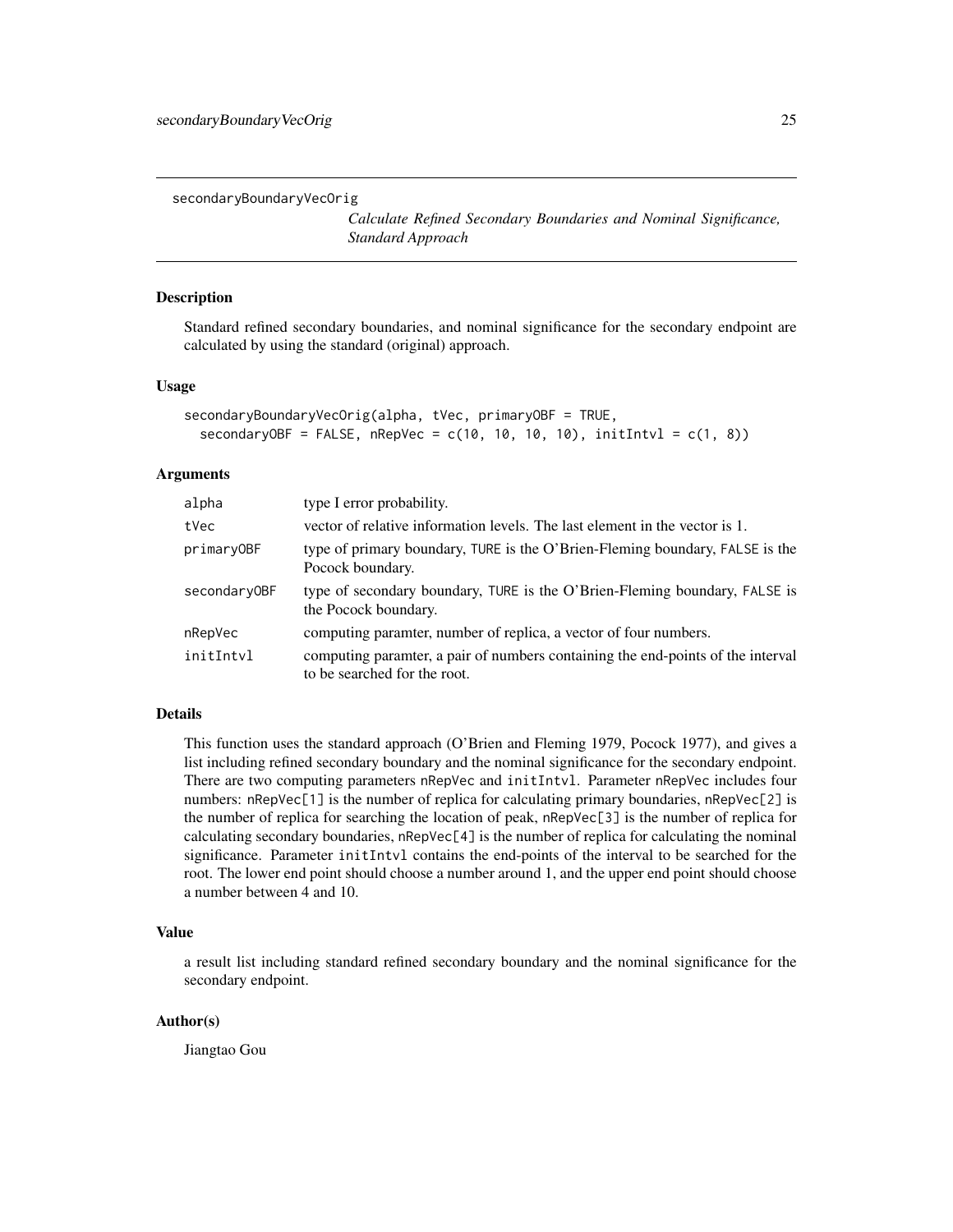secondaryBoundaryVecOrig

*Calculate Refined Secondary Boundaries and Nominal Significance, Standard Approach*

## Description

Standard refined secondary boundaries, and nominal significance for the secondary endpoint are calculated by using the standard (original) approach.

## Usage

```
secondaryBoundaryVecOrig(alpha, tVec, primaryOBF = TRUE,
  secondaryOBF = FALSE, nRepVec = c(10, 10, 10, 10), initIntvl = c(1, 8))
```

## Arguments

| | |
|---|---|
| alpha | type I error probability. |
| tVec | vector of relative information levels. The last element in the vector is 1. |
| primaryOBF | type of primary boundary, TURE is the O'Brien-Fleming boundary, FALSE is the Pocock boundary. |
| secondaryOBF | type of secondary boundary, TURE is the O'Brien-Fleming boundary, FALSE is the Pocock boundary. |
| nRepVec | computing paramter, number of replica, a vector of four numbers. |
| initIntvl | computing paramter, a pair of numbers containing the end-points of the interval to be searched for the root. |

## Details

This function uses the standard approach (O'Brien and Fleming 1979, Pocock 1977), and gives a list including refined secondary boundary and the nominal significance for the secondary endpoint. There are two computing parameters nRepVec and initIntvl. Parameter nRepVec includes four numbers: nRepVec[1] is the number of replica for calculating primary boundaries, nRepVec[2] is the number of replica for searching the location of peak, nRepVec[3] is the number of replica for calculating secondary boundaries, nRepVec[4] is the number of replica for calculating the nominal significance. Parameter initIntvl contains the end-points of the interval to be searched for the root. The lower end point should choose a number around 1, and the upper end point should choose a number between 4 and 10.

## Value

a result list including standard refined secondary boundary and the nominal significance for the secondary endpoint.

## Author(s)

Jiangtao Gou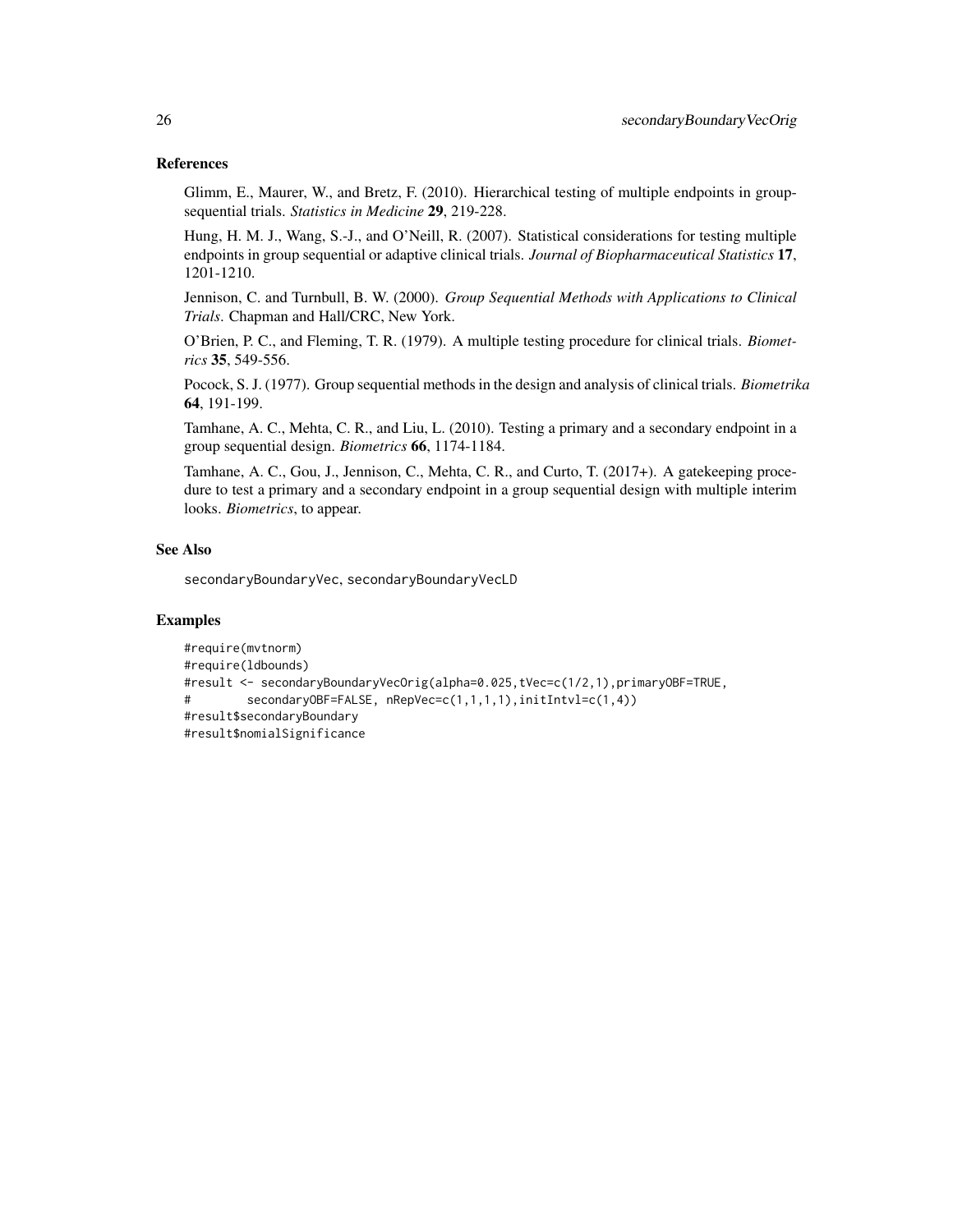## References

Glimm, E., Maurer, W., and Bretz, F. (2010). Hierarchical testing of multiple endpoints in group-sequential trials. *Statistics in Medicine* **29**, 219-228.

Hung, H. M. J., Wang, S.-J., and O'Neill, R. (2007). Statistical considerations for testing multiple endpoints in group sequential or adaptive clinical trials. *Journal of Biopharmaceutical Statistics* **17**, 1201-1210.

Jennison, C. and Turnbull, B. W. (2000). *Group Sequential Methods with Applications to Clinical Trials*. Chapman and Hall/CRC, New York.

O'Brien, P. C., and Fleming, T. R. (1979). A multiple testing procedure for clinical trials. *Biometrics* **35**, 549-556.

Pocock, S. J. (1977). Group sequential methods in the design and analysis of clinical trials. *Biometrika* **64**, 191-199.

Tamhane, A. C., Mehta, C. R., and Liu, L. (2010). Testing a primary and a secondary endpoint in a group sequential design. *Biometrics* **66**, 1174-1184.

Tamhane, A. C., Gou, J., Jennison, C., Mehta, C. R., and Curto, T. (2017+). A gatekeeping procedure to test a primary and a secondary endpoint in a group sequential design with multiple interim looks. *Biometrics*, to appear.

## See Also

secondaryBoundaryVec, secondaryBoundaryVecLD

## Examples

```
#require(mvtnorm)
#require(ldbounds)
#result <- secondaryBoundaryVecOrig(alpha=0.025,tVec=c(1/2,1),primaryOBF=TRUE,
#        secondaryOBF=FALSE, nRepVec=c(1,1,1,1),initIntvl=c(1,4))
#result$secondaryBoundary
#result$nomialSignificance
```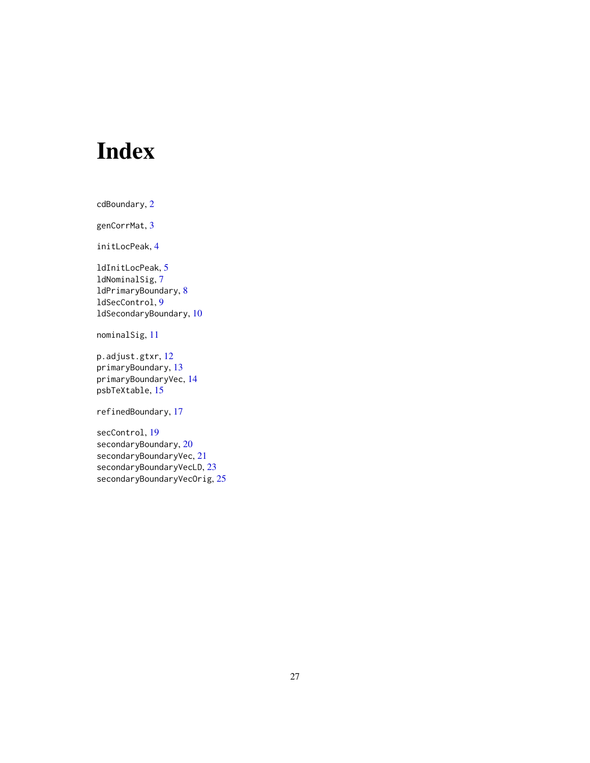# Index

cdBoundary, 2

genCorrMat, 3

initLocPeak, 4

ldInitLocPeak, 5
ldNominalSig, 7
ldPrimaryBoundary, 8
ldSecControl, 9
ldSecondaryBoundary, 10

nominalSig, 11

p.adjust.gtxr, 12
primaryBoundary, 13
primaryBoundaryVec, 14
psbTeXtable, 15

refinedBoundary, 17

secControl, 19
secondaryBoundary, 20
secondaryBoundaryVec, 21
secondaryBoundaryVecLD, 23
secondaryBoundaryVecOrig, 25